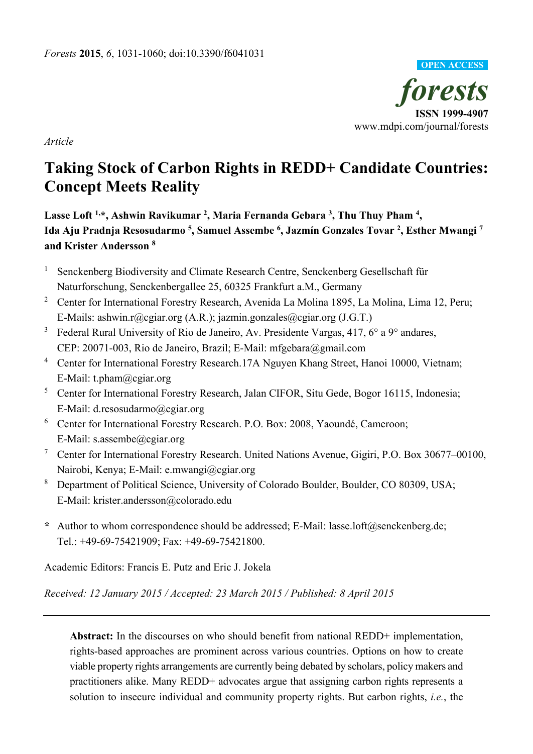*Forests* **2015**, *6*, 1031-1060; doi:10.3390/f6041031

OPEN ACCESS

*forests*

**ISSN 1999-4907**

www.mdpi.com/journal/forests

*Article*

# Taking Stock of Carbon Rights in REDD+ Candidate Countries: Concept Meets Reality

**Lasse Loft [1,*], Ashwin Ravikumar [2], Maria Fernanda Gebara [3], Thu Thuy Pham [4], Ida Aju Pradnja Resosudarmo [5], Samuel Assembe [6], Jazmín Gonzales Tovar [2], Esther Mwangi [7] and Krister Andersson [8]**

1. Senckenberg Biodiversity and Climate Research Centre, Senckenberg Gesellschaft für Naturforschung, Senckenbergallee 25, 60325 Frankfurt a.M., Germany
2. Center for International Forestry Research, Avenida La Molina 1895, La Molina, Lima 12, Peru; E-Mails: ashwin.r@cgiar.org (A.R.); jazmin.gonzales@cgiar.org (J.G.T.)
3. Federal Rural University of Rio de Janeiro, Av. Presidente Vargas, 417, 6° a 9° andares, CEP: 20071-003, Rio de Janeiro, Brazil; E-Mail: mfgebara@gmail.com
4. Center for International Forestry Research.17A Nguyen Khang Street, Hanoi 10000, Vietnam; E-Mail: t.pham@cgiar.org
5. Center for International Forestry Research, Jalan CIFOR, Situ Gede, Bogor 16115, Indonesia; E-Mail: d.resosudarmo@cgiar.org
6. Center for International Forestry Research. P.O. Box: 2008, Yaoundé, Cameroon; E-Mail: s.assembe@cgiar.org
7. Center for International Forestry Research. United Nations Avenue, Gigiri, P.O. Box 30677–00100, Nairobi, Kenya; E-Mail: e.mwangi@cgiar.org
8. Department of Political Science, University of Colorado Boulder, Boulder, CO 80309, USA; E-Mail: krister.andersson@colorado.edu

\* Author to whom correspondence should be addressed; E-Mail: lasse.loft@senckenberg.de; Tel.: +49-69-75421909; Fax: +49-69-75421800.

Academic Editors: Francis E. Putz and Eric J. Jokela

*Received: 12 January 2015 / Accepted: 23 March 2015 / Published: 8 April 2015*

---

**Abstract:** In the discourses on who should benefit from national REDD+ implementation, rights-based approaches are prominent across various countries. Options on how to create viable property rights arrangements are currently being debated by scholars, policy makers and practitioners alike. Many REDD+ advocates argue that assigning carbon rights represents a solution to insecure individual and community property rights. But carbon rights, *i.e.*, the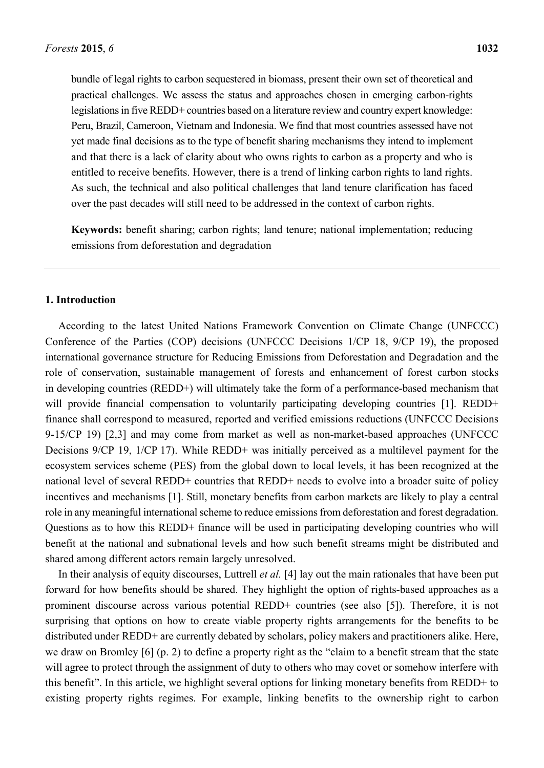bundle of legal rights to carbon sequestered in biomass, present their own set of theoretical and practical challenges. We assess the status and approaches chosen in emerging carbon-rights legislations in five REDD+ countries based on a literature review and country expert knowledge: Peru, Brazil, Cameroon, Vietnam and Indonesia. We find that most countries assessed have not yet made final decisions as to the type of benefit sharing mechanisms they intend to implement and that there is a lack of clarity about who owns rights to carbon as a property and who is entitled to receive benefits. However, there is a trend of linking carbon rights to land rights. As such, the technical and also political challenges that land tenure clarification has faced over the past decades will still need to be addressed in the context of carbon rights.

**Keywords:** benefit sharing; carbon rights; land tenure; national implementation; reducing emissions from deforestation and degradation

## 1. Introduction

According to the latest United Nations Framework Convention on Climate Change (UNFCCC) Conference of the Parties (COP) decisions (UNFCCC Decisions 1/CP 18, 9/CP 19), the proposed international governance structure for Reducing Emissions from Deforestation and Degradation and the role of conservation, sustainable management of forests and enhancement of forest carbon stocks in developing countries (REDD+) will ultimately take the form of a performance-based mechanism that will provide financial compensation to voluntarily participating developing countries [1]. REDD+ finance shall correspond to measured, reported and verified emissions reductions (UNFCCC Decisions 9-15/CP 19) [2,3] and may come from market as well as non-market-based approaches (UNFCCC Decisions 9/CP 19, 1/CP 17). While REDD+ was initially perceived as a multilevel payment for the ecosystem services scheme (PES) from the global down to local levels, it has been recognized at the national level of several REDD+ countries that REDD+ needs to evolve into a broader suite of policy incentives and mechanisms [1]. Still, monetary benefits from carbon markets are likely to play a central role in any meaningful international scheme to reduce emissions from deforestation and forest degradation. Questions as to how this REDD+ finance will be used in participating developing countries who will benefit at the national and subnational levels and how such benefit streams might be distributed and shared among different actors remain largely unresolved.

In their analysis of equity discourses, Luttrell *et al.* [4] lay out the main rationales that have been put forward for how benefits should be shared. They highlight the option of rights-based approaches as a prominent discourse across various potential REDD+ countries (see also [5]). Therefore, it is not surprising that options on how to create viable property rights arrangements for the benefits to be distributed under REDD+ are currently debated by scholars, policy makers and practitioners alike. Here, we draw on Bromley [6] (p. 2) to define a property right as the "claim to a benefit stream that the state will agree to protect through the assignment of duty to others who may covet or somehow interfere with this benefit". In this article, we highlight several options for linking monetary benefits from REDD+ to existing property rights regimes. For example, linking benefits to the ownership right to carbon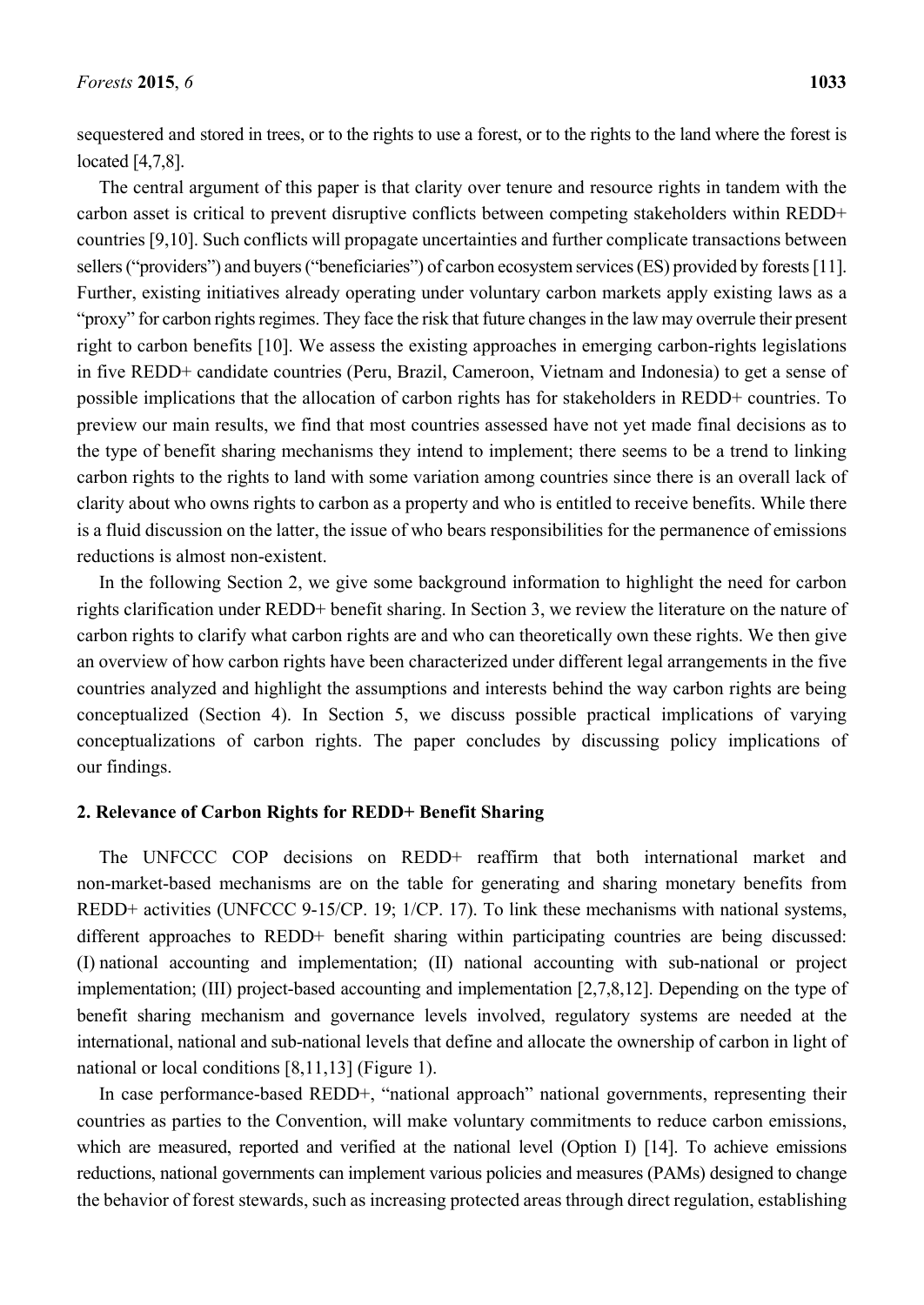sequestered and stored in trees, or to the rights to use a forest, or to the rights to the land where the forest is located [4,7,8].

The central argument of this paper is that clarity over tenure and resource rights in tandem with the carbon asset is critical to prevent disruptive conflicts between competing stakeholders within REDD+ countries [9,10]. Such conflicts will propagate uncertainties and further complicate transactions between sellers ("providers") and buyers ("beneficiaries") of carbon ecosystem services (ES) provided by forests [11]. Further, existing initiatives already operating under voluntary carbon markets apply existing laws as a "proxy" for carbon rights regimes. They face the risk that future changes in the law may overrule their present right to carbon benefits [10]. We assess the existing approaches in emerging carbon-rights legislations in five REDD+ candidate countries (Peru, Brazil, Cameroon, Vietnam and Indonesia) to get a sense of possible implications that the allocation of carbon rights has for stakeholders in REDD+ countries. To preview our main results, we find that most countries assessed have not yet made final decisions as to the type of benefit sharing mechanisms they intend to implement; there seems to be a trend to linking carbon rights to the rights to land with some variation among countries since there is an overall lack of clarity about who owns rights to carbon as a property and who is entitled to receive benefits. While there is a fluid discussion on the latter, the issue of who bears responsibilities for the permanence of emissions reductions is almost non-existent.

In the following Section 2, we give some background information to highlight the need for carbon rights clarification under REDD+ benefit sharing. In Section 3, we review the literature on the nature of carbon rights to clarify what carbon rights are and who can theoretically own these rights. We then give an overview of how carbon rights have been characterized under different legal arrangements in the five countries analyzed and highlight the assumptions and interests behind the way carbon rights are being conceptualized (Section 4). In Section 5, we discuss possible practical implications of varying conceptualizations of carbon rights. The paper concludes by discussing policy implications of our findings.

## 2. Relevance of Carbon Rights for REDD+ Benefit Sharing

The UNFCCC COP decisions on REDD+ reaffirm that both international market and non-market-based mechanisms are on the table for generating and sharing monetary benefits from REDD+ activities (UNFCCC 9-15/CP. 19; 1/CP. 17). To link these mechanisms with national systems, different approaches to REDD+ benefit sharing within participating countries are being discussed: (I) national accounting and implementation; (II) national accounting with sub-national or project implementation; (III) project-based accounting and implementation [2,7,8,12]. Depending on the type of benefit sharing mechanism and governance levels involved, regulatory systems are needed at the international, national and sub-national levels that define and allocate the ownership of carbon in light of national or local conditions [8,11,13] (Figure 1).

In case performance-based REDD+, "national approach" national governments, representing their countries as parties to the Convention, will make voluntary commitments to reduce carbon emissions, which are measured, reported and verified at the national level (Option I) [14]. To achieve emissions reductions, national governments can implement various policies and measures (PAMs) designed to change the behavior of forest stewards, such as increasing protected areas through direct regulation, establishing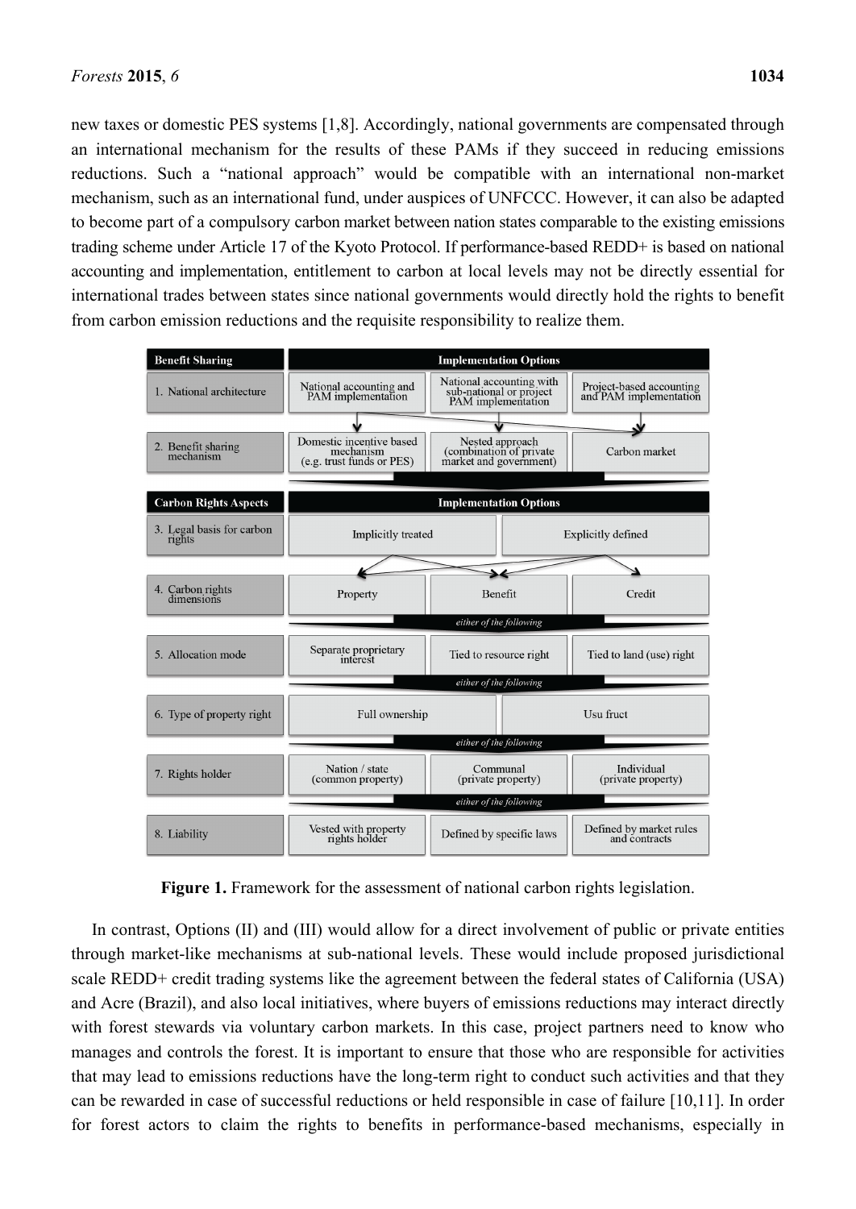new taxes or domestic PES systems [1,8]. Accordingly, national governments are compensated through an international mechanism for the results of these PAMs if they succeed in reducing emissions reductions. Such a "national approach" would be compatible with an international non-market mechanism, such as an international fund, under auspices of UNFCCC. However, it can also be adapted to become part of a compulsory carbon market between nation states comparable to the existing emissions trading scheme under Article 17 of the Kyoto Protocol. If performance-based REDD+ is based on national accounting and implementation, entitlement to carbon at local levels may not be directly essential for international trades between states since national governments would directly hold the rights to benefit from carbon emission reductions and the requisite responsibility to realize them.

| Benefit Sharing | Implementation Options | | |
|---|---|---|---|
| 1. National architecture | National accounting and PAM implementation | National accounting with sub-national or project PAM implementation | Project-based accounting and PAM implementation |
| 2. Benefit sharing mechanism | Domestic incentive based mechanism (e.g. trust funds or PES) | Nested approach (combination of private market and government) | Carbon market |

| Carbon Rights Aspects | Implementation Options | | |
|---|---|---|---|
| 3. Legal basis for carbon rights | Implicitly treated | | Explicitly defined |
| 4. Carbon rights dimensions | Property | Benefit | Credit |
| | *either of the following* | | |
| 5. Allocation mode | Separate proprietary interest | Tied to resource right | Tied to land (use) right |
| | *either of the following* | | |
| 6. Type of property right | Full ownership | | Usu fruct |
| | *either of the following* | | |
| 7. Rights holder | Nation / state (common property) | Communal (private property) | Individual (private property) |
| | *either of the following* | | |
| 8. Liability | Vested with property rights holder | Defined by specific laws | Defined by market rules and contracts |

**Figure 1.** Framework for the assessment of national carbon rights legislation.

In contrast, Options (II) and (III) would allow for a direct involvement of public or private entities through market-like mechanisms at sub-national levels. These would include proposed jurisdictional scale REDD+ credit trading systems like the agreement between the federal states of California (USA) and Acre (Brazil), and also local initiatives, where buyers of emissions reductions may interact directly with forest stewards via voluntary carbon markets. In this case, project partners need to know who manages and controls the forest. It is important to ensure that those who are responsible for activities that may lead to emissions reductions have the long-term right to conduct such activities and that they can be rewarded in case of successful reductions or held responsible in case of failure [10,11]. In order for forest actors to claim the rights to benefits in performance-based mechanisms, especially in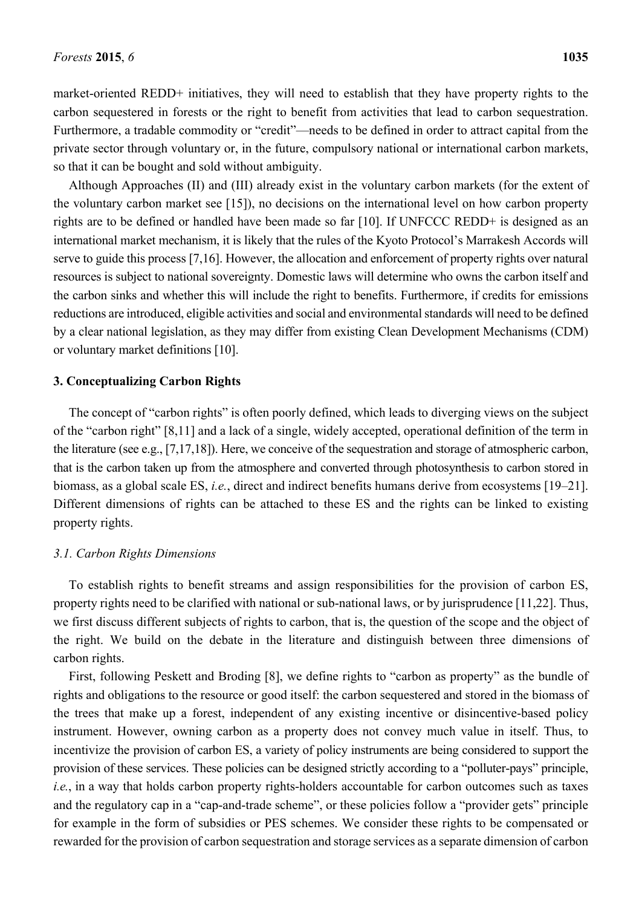market-oriented REDD+ initiatives, they will need to establish that they have property rights to the carbon sequestered in forests or the right to benefit from activities that lead to carbon sequestration. Furthermore, a tradable commodity or "credit"—needs to be defined in order to attract capital from the private sector through voluntary or, in the future, compulsory national or international carbon markets, so that it can be bought and sold without ambiguity.

Although Approaches (II) and (III) already exist in the voluntary carbon markets (for the extent of the voluntary carbon market see [15]), no decisions on the international level on how carbon property rights are to be defined or handled have been made so far [10]. If UNFCCC REDD+ is designed as an international market mechanism, it is likely that the rules of the Kyoto Protocol's Marrakesh Accords will serve to guide this process [7,16]. However, the allocation and enforcement of property rights over natural resources is subject to national sovereignty. Domestic laws will determine who owns the carbon itself and the carbon sinks and whether this will include the right to benefits. Furthermore, if credits for emissions reductions are introduced, eligible activities and social and environmental standards will need to be defined by a clear national legislation, as they may differ from existing Clean Development Mechanisms (CDM) or voluntary market definitions [10].

## 3. Conceptualizing Carbon Rights

The concept of "carbon rights" is often poorly defined, which leads to diverging views on the subject of the "carbon right" [8,11] and a lack of a single, widely accepted, operational definition of the term in the literature (see e.g., [7,17,18]). Here, we conceive of the sequestration and storage of atmospheric carbon, that is the carbon taken up from the atmosphere and converted through photosynthesis to carbon stored in biomass, as a global scale ES, *i.e.*, direct and indirect benefits humans derive from ecosystems [19–21]. Different dimensions of rights can be attached to these ES and the rights can be linked to existing property rights.

### 3.1. Carbon Rights Dimensions

To establish rights to benefit streams and assign responsibilities for the provision of carbon ES, property rights need to be clarified with national or sub-national laws, or by jurisprudence [11,22]. Thus, we first discuss different subjects of rights to carbon, that is, the question of the scope and the object of the right. We build on the debate in the literature and distinguish between three dimensions of carbon rights.

First, following Peskett and Broding [8], we define rights to "carbon as property" as the bundle of rights and obligations to the resource or good itself: the carbon sequestered and stored in the biomass of the trees that make up a forest, independent of any existing incentive or disincentive-based policy instrument. However, owning carbon as a property does not convey much value in itself. Thus, to incentivize the provision of carbon ES, a variety of policy instruments are being considered to support the provision of these services. These policies can be designed strictly according to a "polluter-pays" principle, *i.e.*, in a way that holds carbon property rights-holders accountable for carbon outcomes such as taxes and the regulatory cap in a "cap-and-trade scheme", or these policies follow a "provider gets" principle for example in the form of subsidies or PES schemes. We consider these rights to be compensated or rewarded for the provision of carbon sequestration and storage services as a separate dimension of carbon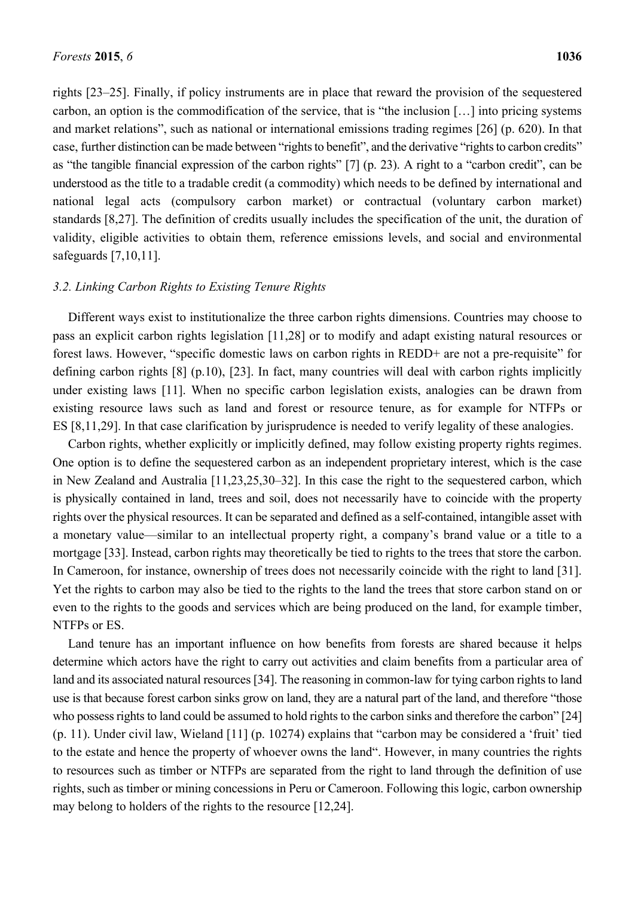rights [23–25]. Finally, if policy instruments are in place that reward the provision of the sequestered carbon, an option is the commodification of the service, that is "the inclusion […] into pricing systems and market relations", such as national or international emissions trading regimes [26] (p. 620). In that case, further distinction can be made between "rights to benefit", and the derivative "rights to carbon credits" as "the tangible financial expression of the carbon rights" [7] (p. 23). A right to a "carbon credit", can be understood as the title to a tradable credit (a commodity) which needs to be defined by international and national legal acts (compulsory carbon market) or contractual (voluntary carbon market) standards [8,27]. The definition of credits usually includes the specification of the unit, the duration of validity, eligible activities to obtain them, reference emissions levels, and social and environmental safeguards [7,10,11].

### *3.2. Linking Carbon Rights to Existing Tenure Rights*

Different ways exist to institutionalize the three carbon rights dimensions. Countries may choose to pass an explicit carbon rights legislation [11,28] or to modify and adapt existing natural resources or forest laws. However, "specific domestic laws on carbon rights in REDD+ are not a pre-requisite" for defining carbon rights [8] (p.10), [23]. In fact, many countries will deal with carbon rights implicitly under existing laws [11]. When no specific carbon legislation exists, analogies can be drawn from existing resource laws such as land and forest or resource tenure, as for example for NTFPs or ES [8,11,29]. In that case clarification by jurisprudence is needed to verify legality of these analogies.

Carbon rights, whether explicitly or implicitly defined, may follow existing property rights regimes. One option is to define the sequestered carbon as an independent proprietary interest, which is the case in New Zealand and Australia [11,23,25,30–32]. In this case the right to the sequestered carbon, which is physically contained in land, trees and soil, does not necessarily have to coincide with the property rights over the physical resources. It can be separated and defined as a self-contained, intangible asset with a monetary value—similar to an intellectual property right, a company's brand value or a title to a mortgage [33]. Instead, carbon rights may theoretically be tied to rights to the trees that store the carbon. In Cameroon, for instance, ownership of trees does not necessarily coincide with the right to land [31]. Yet the rights to carbon may also be tied to the rights to the land the trees that store carbon stand on or even to the rights to the goods and services which are being produced on the land, for example timber, NTFPs or ES.

Land tenure has an important influence on how benefits from forests are shared because it helps determine which actors have the right to carry out activities and claim benefits from a particular area of land and its associated natural resources [34]. The reasoning in common-law for tying carbon rights to land use is that because forest carbon sinks grow on land, they are a natural part of the land, and therefore "those who possess rights to land could be assumed to hold rights to the carbon sinks and therefore the carbon" [24] (p. 11). Under civil law, Wieland [11] (p. 10274) explains that "carbon may be considered a 'fruit' tied to the estate and hence the property of whoever owns the land". However, in many countries the rights to resources such as timber or NTFPs are separated from the right to land through the definition of use rights, such as timber or mining concessions in Peru or Cameroon. Following this logic, carbon ownership may belong to holders of the rights to the resource [12,24].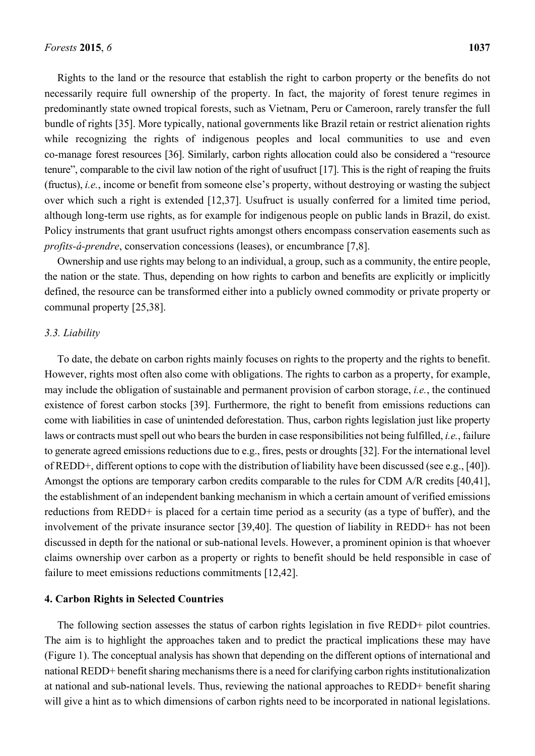Rights to the land or the resource that establish the right to carbon property or the benefits do not necessarily require full ownership of the property. In fact, the majority of forest tenure regimes in predominantly state owned tropical forests, such as Vietnam, Peru or Cameroon, rarely transfer the full bundle of rights [35]. More typically, national governments like Brazil retain or restrict alienation rights while recognizing the rights of indigenous peoples and local communities to use and even co-manage forest resources [36]. Similarly, carbon rights allocation could also be considered a "resource tenure", comparable to the civil law notion of the right of usufruct [17]. This is the right of reaping the fruits (fructus), *i.e.*, income or benefit from someone else's property, without destroying or wasting the subject over which such a right is extended [12,37]. Usufruct is usually conferred for a limited time period, although long-term use rights, as for example for indigenous people on public lands in Brazil, do exist. Policy instruments that grant usufruct rights amongst others encompass conservation easements such as *profits-á-prendre*, conservation concessions (leases), or encumbrance [7,8].

Ownership and use rights may belong to an individual, a group, such as a community, the entire people, the nation or the state. Thus, depending on how rights to carbon and benefits are explicitly or implicitly defined, the resource can be transformed either into a publicly owned commodity or private property or communal property [25,38].

### *3.3. Liability*

To date, the debate on carbon rights mainly focuses on rights to the property and the rights to benefit. However, rights most often also come with obligations. The rights to carbon as a property, for example, may include the obligation of sustainable and permanent provision of carbon storage, *i.e.*, the continued existence of forest carbon stocks [39]. Furthermore, the right to benefit from emissions reductions can come with liabilities in case of unintended deforestation. Thus, carbon rights legislation just like property laws or contracts must spell out who bears the burden in case responsibilities not being fulfilled, *i.e.*, failure to generate agreed emissions reductions due to e.g., fires, pests or droughts [32]. For the international level of REDD+, different options to cope with the distribution of liability have been discussed (see e.g., [40]). Amongst the options are temporary carbon credits comparable to the rules for CDM A/R credits [40,41], the establishment of an independent banking mechanism in which a certain amount of verified emissions reductions from REDD+ is placed for a certain time period as a security (as a type of buffer), and the involvement of the private insurance sector [39,40]. The question of liability in REDD+ has not been discussed in depth for the national or sub-national levels. However, a prominent opinion is that whoever claims ownership over carbon as a property or rights to benefit should be held responsible in case of failure to meet emissions reductions commitments [12,42].

## 4. Carbon Rights in Selected Countries

The following section assesses the status of carbon rights legislation in five REDD+ pilot countries. The aim is to highlight the approaches taken and to predict the practical implications these may have (Figure 1). The conceptual analysis has shown that depending on the different options of international and national REDD+ benefit sharing mechanisms there is a need for clarifying carbon rights institutionalization at national and sub-national levels. Thus, reviewing the national approaches to REDD+ benefit sharing will give a hint as to which dimensions of carbon rights need to be incorporated in national legislations.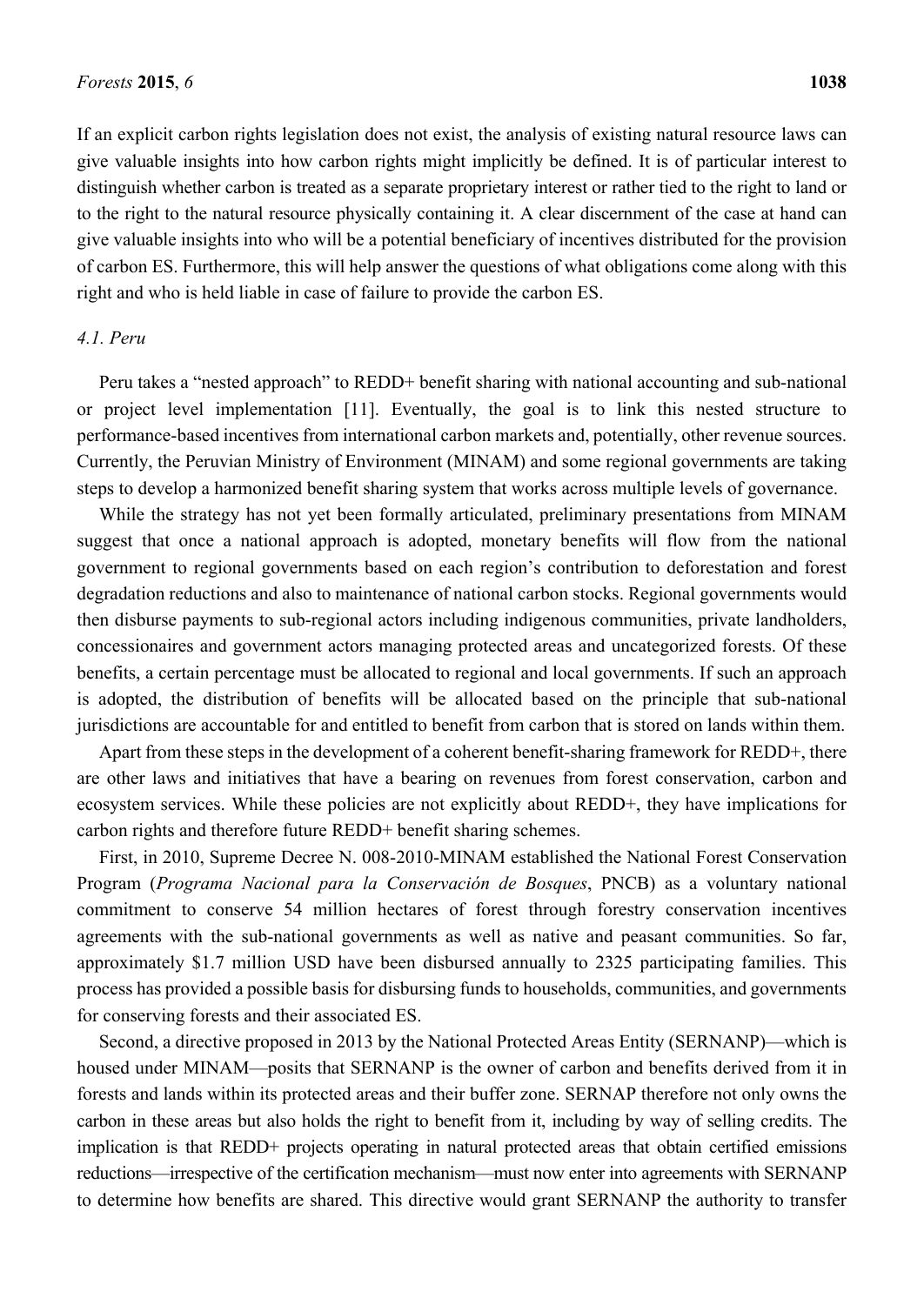If an explicit carbon rights legislation does not exist, the analysis of existing natural resource laws can give valuable insights into how carbon rights might implicitly be defined. It is of particular interest to distinguish whether carbon is treated as a separate proprietary interest or rather tied to the right to land or to the right to the natural resource physically containing it. A clear discernment of the case at hand can give valuable insights into who will be a potential beneficiary of incentives distributed for the provision of carbon ES. Furthermore, this will help answer the questions of what obligations come along with this right and who is held liable in case of failure to provide the carbon ES.

### *4.1. Peru*

Peru takes a "nested approach" to REDD+ benefit sharing with national accounting and sub-national or project level implementation [11]. Eventually, the goal is to link this nested structure to performance-based incentives from international carbon markets and, potentially, other revenue sources. Currently, the Peruvian Ministry of Environment (MINAM) and some regional governments are taking steps to develop a harmonized benefit sharing system that works across multiple levels of governance.

While the strategy has not yet been formally articulated, preliminary presentations from MINAM suggest that once a national approach is adopted, monetary benefits will flow from the national government to regional governments based on each region's contribution to deforestation and forest degradation reductions and also to maintenance of national carbon stocks. Regional governments would then disburse payments to sub-regional actors including indigenous communities, private landholders, concessionaires and government actors managing protected areas and uncategorized forests. Of these benefits, a certain percentage must be allocated to regional and local governments. If such an approach is adopted, the distribution of benefits will be allocated based on the principle that sub-national jurisdictions are accountable for and entitled to benefit from carbon that is stored on lands within them.

Apart from these steps in the development of a coherent benefit-sharing framework for REDD+, there are other laws and initiatives that have a bearing on revenues from forest conservation, carbon and ecosystem services. While these policies are not explicitly about REDD+, they have implications for carbon rights and therefore future REDD+ benefit sharing schemes.

First, in 2010, Supreme Decree N. 008-2010-MINAM established the National Forest Conservation Program (*Programa Nacional para la Conservación de Bosques*, PNCB) as a voluntary national commitment to conserve 54 million hectares of forest through forestry conservation incentives agreements with the sub-national governments as well as native and peasant communities. So far, approximately $1.7 million USD have been disbursed annually to 2325 participating families. This process has provided a possible basis for disbursing funds to households, communities, and governments for conserving forests and their associated ES.

Second, a directive proposed in 2013 by the National Protected Areas Entity (SERNANP)—which is housed under MINAM—posits that SERNANP is the owner of carbon and benefits derived from it in forests and lands within its protected areas and their buffer zone. SERNAP therefore not only owns the carbon in these areas but also holds the right to benefit from it, including by way of selling credits. The implication is that REDD+ projects operating in natural protected areas that obtain certified emissions reductions—irrespective of the certification mechanism—must now enter into agreements with SERNANP to determine how benefits are shared. This directive would grant SERNANP the authority to transfer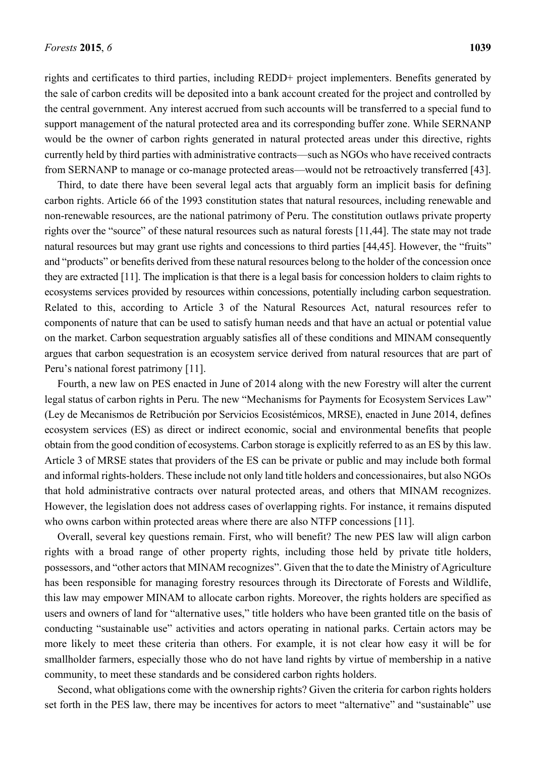rights and certificates to third parties, including REDD+ project implementers. Benefits generated by the sale of carbon credits will be deposited into a bank account created for the project and controlled by the central government. Any interest accrued from such accounts will be transferred to a special fund to support management of the natural protected area and its corresponding buffer zone. While SERNANP would be the owner of carbon rights generated in natural protected areas under this directive, rights currently held by third parties with administrative contracts—such as NGOs who have received contracts from SERNANP to manage or co-manage protected areas—would not be retroactively transferred [43].

Third, to date there have been several legal acts that arguably form an implicit basis for defining carbon rights. Article 66 of the 1993 constitution states that natural resources, including renewable and non-renewable resources, are the national patrimony of Peru. The constitution outlaws private property rights over the "source" of these natural resources such as natural forests [11,44]. The state may not trade natural resources but may grant use rights and concessions to third parties [44,45]. However, the "fruits" and "products" or benefits derived from these natural resources belong to the holder of the concession once they are extracted [11]. The implication is that there is a legal basis for concession holders to claim rights to ecosystems services provided by resources within concessions, potentially including carbon sequestration. Related to this, according to Article 3 of the Natural Resources Act, natural resources refer to components of nature that can be used to satisfy human needs and that have an actual or potential value on the market. Carbon sequestration arguably satisfies all of these conditions and MINAM consequently argues that carbon sequestration is an ecosystem service derived from natural resources that are part of Peru's national forest patrimony [11].

Fourth, a new law on PES enacted in June of 2014 along with the new Forestry will alter the current legal status of carbon rights in Peru. The new "Mechanisms for Payments for Ecosystem Services Law" (Ley de Mecanismos de Retribución por Servicios Ecosistémicos, MRSE), enacted in June 2014, defines ecosystem services (ES) as direct or indirect economic, social and environmental benefits that people obtain from the good condition of ecosystems. Carbon storage is explicitly referred to as an ES by this law. Article 3 of MRSE states that providers of the ES can be private or public and may include both formal and informal rights-holders. These include not only land title holders and concessionaires, but also NGOs that hold administrative contracts over natural protected areas, and others that MINAM recognizes. However, the legislation does not address cases of overlapping rights. For instance, it remains disputed who owns carbon within protected areas where there are also NTFP concessions [11].

Overall, several key questions remain. First, who will benefit? The new PES law will align carbon rights with a broad range of other property rights, including those held by private title holders, possessors, and "other actors that MINAM recognizes". Given that the to date the Ministry of Agriculture has been responsible for managing forestry resources through its Directorate of Forests and Wildlife, this law may empower MINAM to allocate carbon rights. Moreover, the rights holders are specified as users and owners of land for "alternative uses," title holders who have been granted title on the basis of conducting "sustainable use" activities and actors operating in national parks. Certain actors may be more likely to meet these criteria than others. For example, it is not clear how easy it will be for smallholder farmers, especially those who do not have land rights by virtue of membership in a native community, to meet these standards and be considered carbon rights holders.

Second, what obligations come with the ownership rights? Given the criteria for carbon rights holders set forth in the PES law, there may be incentives for actors to meet "alternative" and "sustainable" use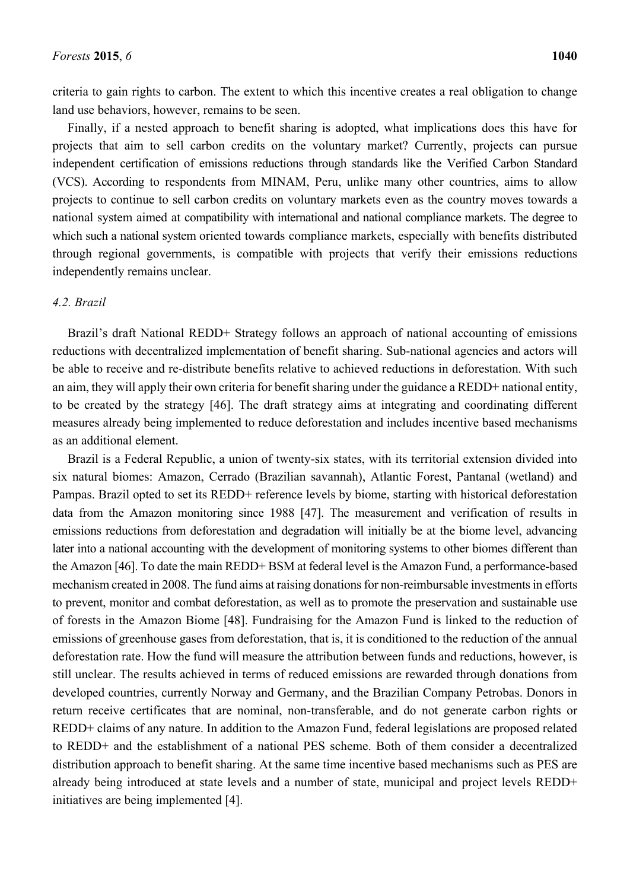criteria to gain rights to carbon. The extent to which this incentive creates a real obligation to change land use behaviors, however, remains to be seen.

Finally, if a nested approach to benefit sharing is adopted, what implications does this have for projects that aim to sell carbon credits on the voluntary market? Currently, projects can pursue independent certification of emissions reductions through standards like the Verified Carbon Standard (VCS). According to respondents from MINAM, Peru, unlike many other countries, aims to allow projects to continue to sell carbon credits on voluntary markets even as the country moves towards a national system aimed at compatibility with international and national compliance markets. The degree to which such a national system oriented towards compliance markets, especially with benefits distributed through regional governments, is compatible with projects that verify their emissions reductions independently remains unclear.

### *4.2. Brazil*

Brazil's draft National REDD+ Strategy follows an approach of national accounting of emissions reductions with decentralized implementation of benefit sharing. Sub-national agencies and actors will be able to receive and re-distribute benefits relative to achieved reductions in deforestation. With such an aim, they will apply their own criteria for benefit sharing under the guidance a REDD+ national entity, to be created by the strategy [46]. The draft strategy aims at integrating and coordinating different measures already being implemented to reduce deforestation and includes incentive based mechanisms as an additional element.

Brazil is a Federal Republic, a union of twenty-six states, with its territorial extension divided into six natural biomes: Amazon, Cerrado (Brazilian savannah), Atlantic Forest, Pantanal (wetland) and Pampas. Brazil opted to set its REDD+ reference levels by biome, starting with historical deforestation data from the Amazon monitoring since 1988 [47]. The measurement and verification of results in emissions reductions from deforestation and degradation will initially be at the biome level, advancing later into a national accounting with the development of monitoring systems to other biomes different than the Amazon [46]. To date the main REDD+ BSM at federal level is the Amazon Fund, a performance-based mechanism created in 2008. The fund aims at raising donations for non-reimbursable investments in efforts to prevent, monitor and combat deforestation, as well as to promote the preservation and sustainable use of forests in the Amazon Biome [48]. Fundraising for the Amazon Fund is linked to the reduction of emissions of greenhouse gases from deforestation, that is, it is conditioned to the reduction of the annual deforestation rate. How the fund will measure the attribution between funds and reductions, however, is still unclear. The results achieved in terms of reduced emissions are rewarded through donations from developed countries, currently Norway and Germany, and the Brazilian Company Petrobas. Donors in return receive certificates that are nominal, non-transferable, and do not generate carbon rights or REDD+ claims of any nature. In addition to the Amazon Fund, federal legislations are proposed related to REDD+ and the establishment of a national PES scheme. Both of them consider a decentralized distribution approach to benefit sharing. At the same time incentive based mechanisms such as PES are already being introduced at state levels and a number of state, municipal and project levels REDD+ initiatives are being implemented [4].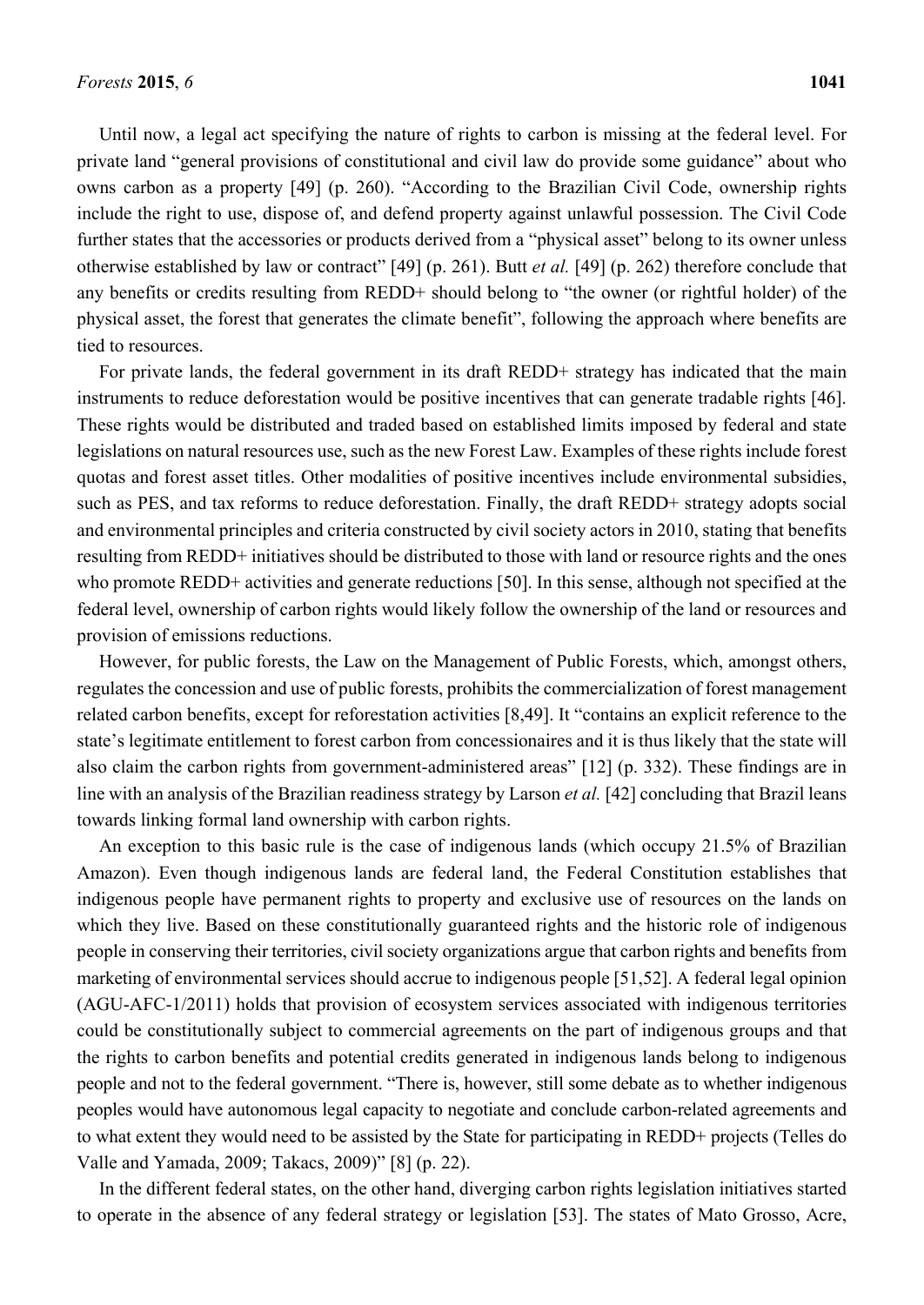Until now, a legal act specifying the nature of rights to carbon is missing at the federal level. For private land "general provisions of constitutional and civil law do provide some guidance" about who owns carbon as a property [49] (p. 260). "According to the Brazilian Civil Code, ownership rights include the right to use, dispose of, and defend property against unlawful possession. The Civil Code further states that the accessories or products derived from a "physical asset" belong to its owner unless otherwise established by law or contract" [49] (p. 261). Butt *et al.* [49] (p. 262) therefore conclude that any benefits or credits resulting from REDD+ should belong to "the owner (or rightful holder) of the physical asset, the forest that generates the climate benefit", following the approach where benefits are tied to resources.

For private lands, the federal government in its draft REDD+ strategy has indicated that the main instruments to reduce deforestation would be positive incentives that can generate tradable rights [46]. These rights would be distributed and traded based on established limits imposed by federal and state legislations on natural resources use, such as the new Forest Law. Examples of these rights include forest quotas and forest asset titles. Other modalities of positive incentives include environmental subsidies, such as PES, and tax reforms to reduce deforestation. Finally, the draft REDD+ strategy adopts social and environmental principles and criteria constructed by civil society actors in 2010, stating that benefits resulting from REDD+ initiatives should be distributed to those with land or resource rights and the ones who promote REDD+ activities and generate reductions [50]. In this sense, although not specified at the federal level, ownership of carbon rights would likely follow the ownership of the land or resources and provision of emissions reductions.

However, for public forests, the Law on the Management of Public Forests, which, amongst others, regulates the concession and use of public forests, prohibits the commercialization of forest management related carbon benefits, except for reforestation activities [8,49]. It "contains an explicit reference to the state's legitimate entitlement to forest carbon from concessionaires and it is thus likely that the state will also claim the carbon rights from government-administered areas" [12] (p. 332). These findings are in line with an analysis of the Brazilian readiness strategy by Larson *et al.* [42] concluding that Brazil leans towards linking formal land ownership with carbon rights.

An exception to this basic rule is the case of indigenous lands (which occupy 21.5% of Brazilian Amazon). Even though indigenous lands are federal land, the Federal Constitution establishes that indigenous people have permanent rights to property and exclusive use of resources on the lands on which they live. Based on these constitutionally guaranteed rights and the historic role of indigenous people in conserving their territories, civil society organizations argue that carbon rights and benefits from marketing of environmental services should accrue to indigenous people [51,52]. A federal legal opinion (AGU-AFC-1/2011) holds that provision of ecosystem services associated with indigenous territories could be constitutionally subject to commercial agreements on the part of indigenous groups and that the rights to carbon benefits and potential credits generated in indigenous lands belong to indigenous people and not to the federal government. "There is, however, still some debate as to whether indigenous peoples would have autonomous legal capacity to negotiate and conclude carbon-related agreements and to what extent they would need to be assisted by the State for participating in REDD+ projects (Telles do Valle and Yamada, 2009; Takacs, 2009)" [8] (p. 22).

In the different federal states, on the other hand, diverging carbon rights legislation initiatives started to operate in the absence of any federal strategy or legislation [53]. The states of Mato Grosso, Acre,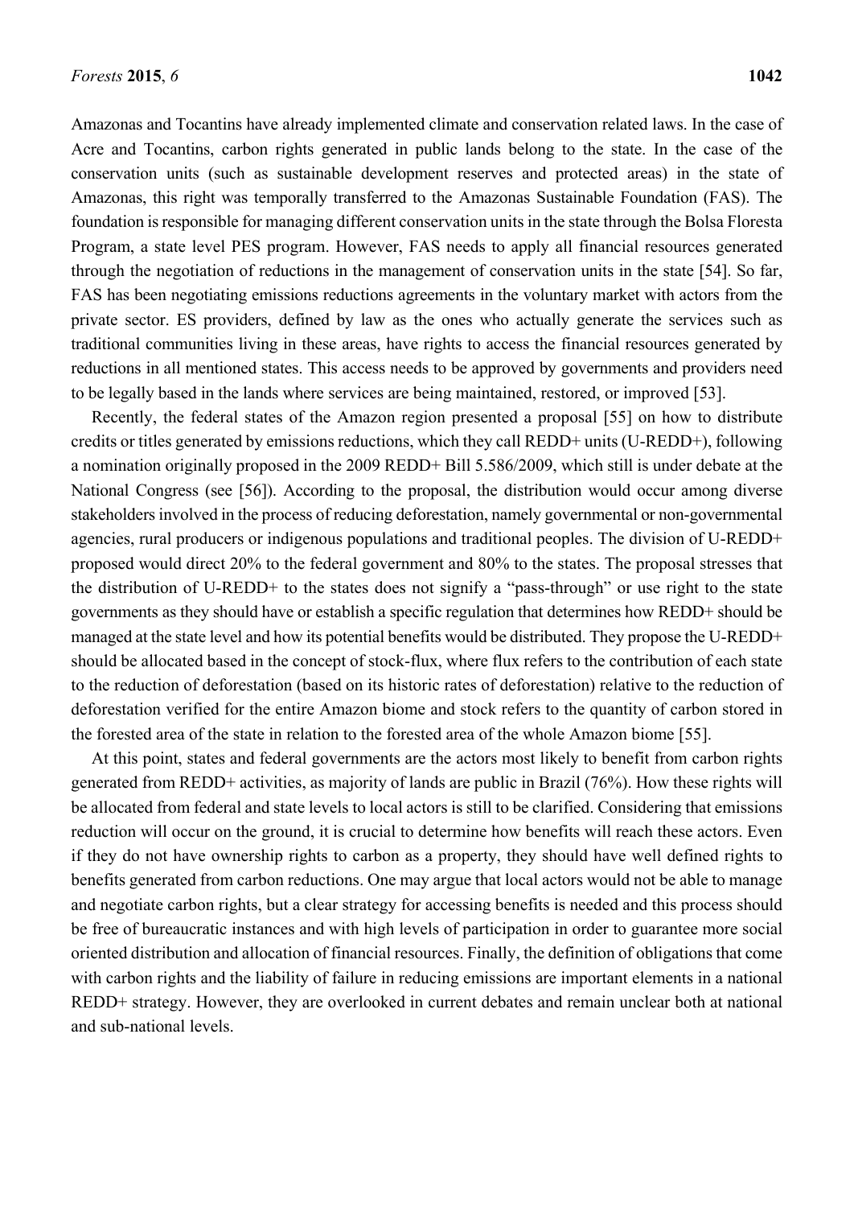Amazonas and Tocantins have already implemented climate and conservation related laws. In the case of Acre and Tocantins, carbon rights generated in public lands belong to the state. In the case of the conservation units (such as sustainable development reserves and protected areas) in the state of Amazonas, this right was temporally transferred to the Amazonas Sustainable Foundation (FAS). The foundation is responsible for managing different conservation units in the state through the Bolsa Floresta Program, a state level PES program. However, FAS needs to apply all financial resources generated through the negotiation of reductions in the management of conservation units in the state [54]. So far, FAS has been negotiating emissions reductions agreements in the voluntary market with actors from the private sector. ES providers, defined by law as the ones who actually generate the services such as traditional communities living in these areas, have rights to access the financial resources generated by reductions in all mentioned states. This access needs to be approved by governments and providers need to be legally based in the lands where services are being maintained, restored, or improved [53].

Recently, the federal states of the Amazon region presented a proposal [55] on how to distribute credits or titles generated by emissions reductions, which they call REDD+ units (U-REDD+), following a nomination originally proposed in the 2009 REDD+ Bill 5.586/2009, which still is under debate at the National Congress (see [56]). According to the proposal, the distribution would occur among diverse stakeholders involved in the process of reducing deforestation, namely governmental or non-governmental agencies, rural producers or indigenous populations and traditional peoples. The division of U-REDD+ proposed would direct 20% to the federal government and 80% to the states. The proposal stresses that the distribution of U-REDD+ to the states does not signify a "pass-through" or use right to the state governments as they should have or establish a specific regulation that determines how REDD+ should be managed at the state level and how its potential benefits would be distributed. They propose the U-REDD+ should be allocated based in the concept of stock-flux, where flux refers to the contribution of each state to the reduction of deforestation (based on its historic rates of deforestation) relative to the reduction of deforestation verified for the entire Amazon biome and stock refers to the quantity of carbon stored in the forested area of the state in relation to the forested area of the whole Amazon biome [55].

At this point, states and federal governments are the actors most likely to benefit from carbon rights generated from REDD+ activities, as majority of lands are public in Brazil (76%). How these rights will be allocated from federal and state levels to local actors is still to be clarified. Considering that emissions reduction will occur on the ground, it is crucial to determine how benefits will reach these actors. Even if they do not have ownership rights to carbon as a property, they should have well defined rights to benefits generated from carbon reductions. One may argue that local actors would not be able to manage and negotiate carbon rights, but a clear strategy for accessing benefits is needed and this process should be free of bureaucratic instances and with high levels of participation in order to guarantee more social oriented distribution and allocation of financial resources. Finally, the definition of obligations that come with carbon rights and the liability of failure in reducing emissions are important elements in a national REDD+ strategy. However, they are overlooked in current debates and remain unclear both at national and sub-national levels.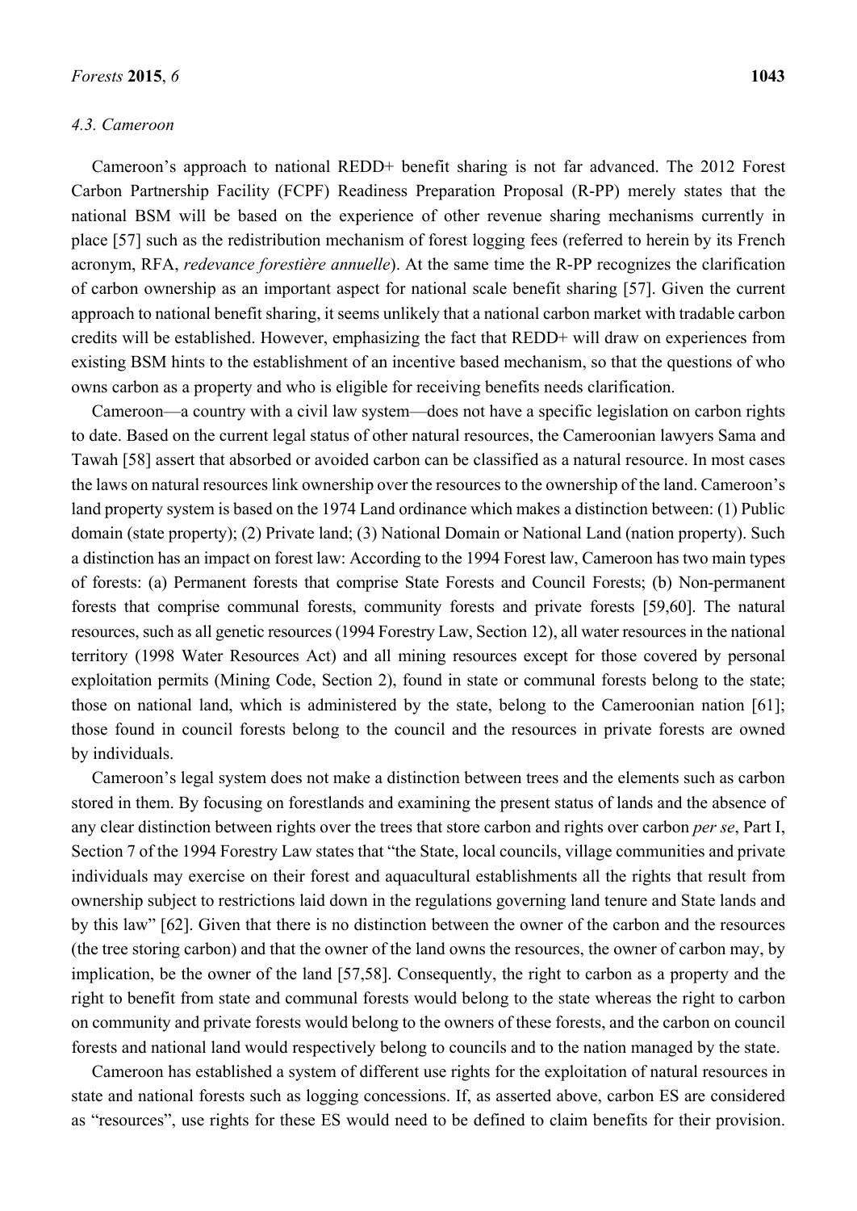### 4.3. Cameroon

Cameroon's approach to national REDD+ benefit sharing is not far advanced. The 2012 Forest Carbon Partnership Facility (FCPF) Readiness Preparation Proposal (R-PP) merely states that the national BSM will be based on the experience of other revenue sharing mechanisms currently in place [57] such as the redistribution mechanism of forest logging fees (referred to herein by its French acronym, RFA, *redevance forestière annuelle*). At the same time the R-PP recognizes the clarification of carbon ownership as an important aspect for national scale benefit sharing [57]. Given the current approach to national benefit sharing, it seems unlikely that a national carbon market with tradable carbon credits will be established. However, emphasizing the fact that REDD+ will draw on experiences from existing BSM hints to the establishment of an incentive based mechanism, so that the questions of who owns carbon as a property and who is eligible for receiving benefits needs clarification.

Cameroon—a country with a civil law system—does not have a specific legislation on carbon rights to date. Based on the current legal status of other natural resources, the Cameroonian lawyers Sama and Tawah [58] assert that absorbed or avoided carbon can be classified as a natural resource. In most cases the laws on natural resources link ownership over the resources to the ownership of the land. Cameroon's land property system is based on the 1974 Land ordinance which makes a distinction between: (1) Public domain (state property); (2) Private land; (3) National Domain or National Land (nation property). Such a distinction has an impact on forest law: According to the 1994 Forest law, Cameroon has two main types of forests: (a) Permanent forests that comprise State Forests and Council Forests; (b) Non-permanent forests that comprise communal forests, community forests and private forests [59,60]. The natural resources, such as all genetic resources (1994 Forestry Law, Section 12), all water resources in the national territory (1998 Water Resources Act) and all mining resources except for those covered by personal exploitation permits (Mining Code, Section 2), found in state or communal forests belong to the state; those on national land, which is administered by the state, belong to the Cameroonian nation [61]; those found in council forests belong to the council and the resources in private forests are owned by individuals.

Cameroon's legal system does not make a distinction between trees and the elements such as carbon stored in them. By focusing on forestlands and examining the present status of lands and the absence of any clear distinction between rights over the trees that store carbon and rights over carbon *per se*, Part I, Section 7 of the 1994 Forestry Law states that "the State, local councils, village communities and private individuals may exercise on their forest and aquacultural establishments all the rights that result from ownership subject to restrictions laid down in the regulations governing land tenure and State lands and by this law" [62]. Given that there is no distinction between the owner of the carbon and the resources (the tree storing carbon) and that the owner of the land owns the resources, the owner of carbon may, by implication, be the owner of the land [57,58]. Consequently, the right to carbon as a property and the right to benefit from state and communal forests would belong to the state whereas the right to carbon on community and private forests would belong to the owners of these forests, and the carbon on council forests and national land would respectively belong to councils and to the nation managed by the state.

Cameroon has established a system of different use rights for the exploitation of natural resources in state and national forests such as logging concessions. If, as asserted above, carbon ES are considered as "resources", use rights for these ES would need to be defined to claim benefits for their provision.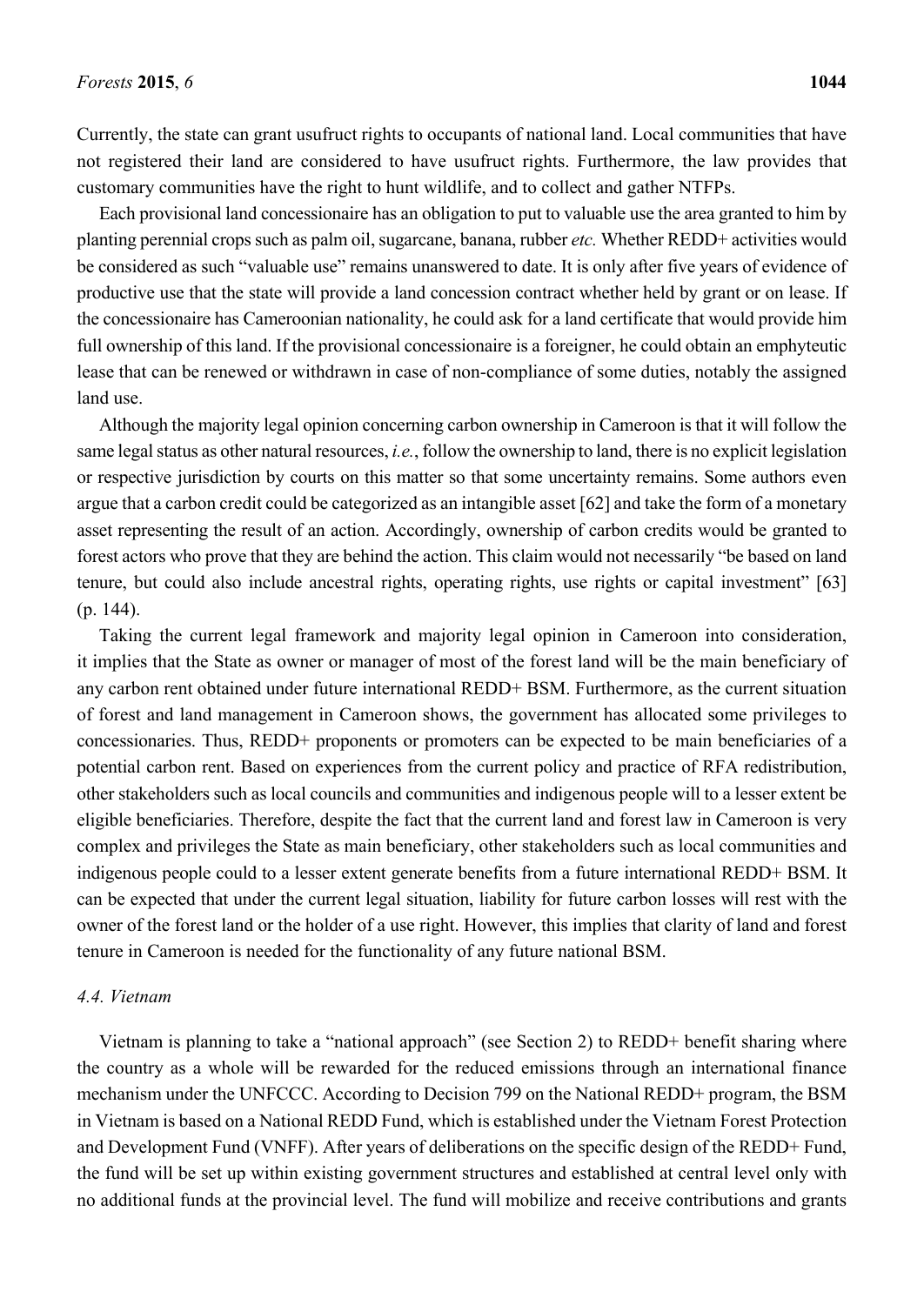Currently, the state can grant usufruct rights to occupants of national land. Local communities that have not registered their land are considered to have usufruct rights. Furthermore, the law provides that customary communities have the right to hunt wildlife, and to collect and gather NTFPs.

Each provisional land concessionaire has an obligation to put to valuable use the area granted to him by planting perennial crops such as palm oil, sugarcane, banana, rubber *etc.* Whether REDD+ activities would be considered as such "valuable use" remains unanswered to date. It is only after five years of evidence of productive use that the state will provide a land concession contract whether held by grant or on lease. If the concessionaire has Cameroonian nationality, he could ask for a land certificate that would provide him full ownership of this land. If the provisional concessionaire is a foreigner, he could obtain an emphyteutic lease that can be renewed or withdrawn in case of non-compliance of some duties, notably the assigned land use.

Although the majority legal opinion concerning carbon ownership in Cameroon is that it will follow the same legal status as other natural resources, *i.e.*, follow the ownership to land, there is no explicit legislation or respective jurisdiction by courts on this matter so that some uncertainty remains. Some authors even argue that a carbon credit could be categorized as an intangible asset [62] and take the form of a monetary asset representing the result of an action. Accordingly, ownership of carbon credits would be granted to forest actors who prove that they are behind the action. This claim would not necessarily "be based on land tenure, but could also include ancestral rights, operating rights, use rights or capital investment" [63] (p. 144).

Taking the current legal framework and majority legal opinion in Cameroon into consideration, it implies that the State as owner or manager of most of the forest land will be the main beneficiary of any carbon rent obtained under future international REDD+ BSM. Furthermore, as the current situation of forest and land management in Cameroon shows, the government has allocated some privileges to concessionaries. Thus, REDD+ proponents or promoters can be expected to be main beneficiaries of a potential carbon rent. Based on experiences from the current policy and practice of RFA redistribution, other stakeholders such as local councils and communities and indigenous people will to a lesser extent be eligible beneficiaries. Therefore, despite the fact that the current land and forest law in Cameroon is very complex and privileges the State as main beneficiary, other stakeholders such as local communities and indigenous people could to a lesser extent generate benefits from a future international REDD+ BSM. It can be expected that under the current legal situation, liability for future carbon losses will rest with the owner of the forest land or the holder of a use right. However, this implies that clarity of land and forest tenure in Cameroon is needed for the functionality of any future national BSM.

### *4.4. Vietnam*

Vietnam is planning to take a "national approach" (see Section 2) to REDD+ benefit sharing where the country as a whole will be rewarded for the reduced emissions through an international finance mechanism under the UNFCCC. According to Decision 799 on the National REDD+ program, the BSM in Vietnam is based on a National REDD Fund, which is established under the Vietnam Forest Protection and Development Fund (VNFF). After years of deliberations on the specific design of the REDD+ Fund, the fund will be set up within existing government structures and established at central level only with no additional funds at the provincial level. The fund will mobilize and receive contributions and grants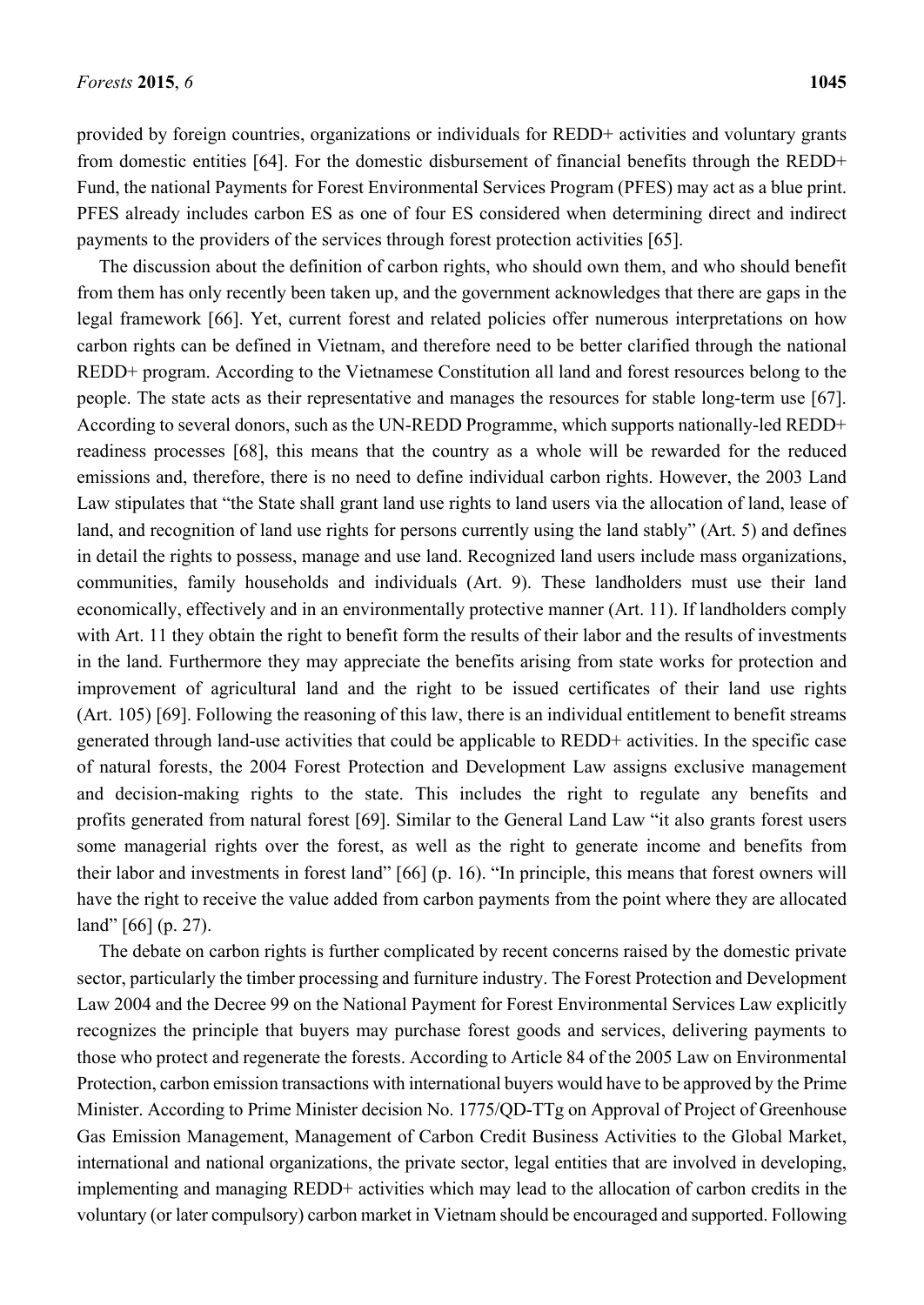provided by foreign countries, organizations or individuals for REDD+ activities and voluntary grants from domestic entities [64]. For the domestic disbursement of financial benefits through the REDD+ Fund, the national Payments for Forest Environmental Services Program (PFES) may act as a blue print. PFES already includes carbon ES as one of four ES considered when determining direct and indirect payments to the providers of the services through forest protection activities [65].

The discussion about the definition of carbon rights, who should own them, and who should benefit from them has only recently been taken up, and the government acknowledges that there are gaps in the legal framework [66]. Yet, current forest and related policies offer numerous interpretations on how carbon rights can be defined in Vietnam, and therefore need to be better clarified through the national REDD+ program. According to the Vietnamese Constitution all land and forest resources belong to the people. The state acts as their representative and manages the resources for stable long-term use [67]. According to several donors, such as the UN-REDD Programme, which supports nationally-led REDD+ readiness processes [68], this means that the country as a whole will be rewarded for the reduced emissions and, therefore, there is no need to define individual carbon rights. However, the 2003 Land Law stipulates that "the State shall grant land use rights to land users via the allocation of land, lease of land, and recognition of land use rights for persons currently using the land stably" (Art. 5) and defines in detail the rights to possess, manage and use land. Recognized land users include mass organizations, communities, family households and individuals (Art. 9). These landholders must use their land economically, effectively and in an environmentally protective manner (Art. 11). If landholders comply with Art. 11 they obtain the right to benefit form the results of their labor and the results of investments in the land. Furthermore they may appreciate the benefits arising from state works for protection and improvement of agricultural land and the right to be issued certificates of their land use rights (Art. 105) [69]. Following the reasoning of this law, there is an individual entitlement to benefit streams generated through land-use activities that could be applicable to REDD+ activities. In the specific case of natural forests, the 2004 Forest Protection and Development Law assigns exclusive management and decision-making rights to the state. This includes the right to regulate any benefits and profits generated from natural forest [69]. Similar to the General Land Law "it also grants forest users some managerial rights over the forest, as well as the right to generate income and benefits from their labor and investments in forest land" [66] (p. 16). "In principle, this means that forest owners will have the right to receive the value added from carbon payments from the point where they are allocated land" [66] (p. 27).

The debate on carbon rights is further complicated by recent concerns raised by the domestic private sector, particularly the timber processing and furniture industry. The Forest Protection and Development Law 2004 and the Decree 99 on the National Payment for Forest Environmental Services Law explicitly recognizes the principle that buyers may purchase forest goods and services, delivering payments to those who protect and regenerate the forests. According to Article 84 of the 2005 Law on Environmental Protection, carbon emission transactions with international buyers would have to be approved by the Prime Minister. According to Prime Minister decision No. 1775/QD-TTg on Approval of Project of Greenhouse Gas Emission Management, Management of Carbon Credit Business Activities to the Global Market, international and national organizations, the private sector, legal entities that are involved in developing, implementing and managing REDD+ activities which may lead to the allocation of carbon credits in the voluntary (or later compulsory) carbon market in Vietnam should be encouraged and supported. Following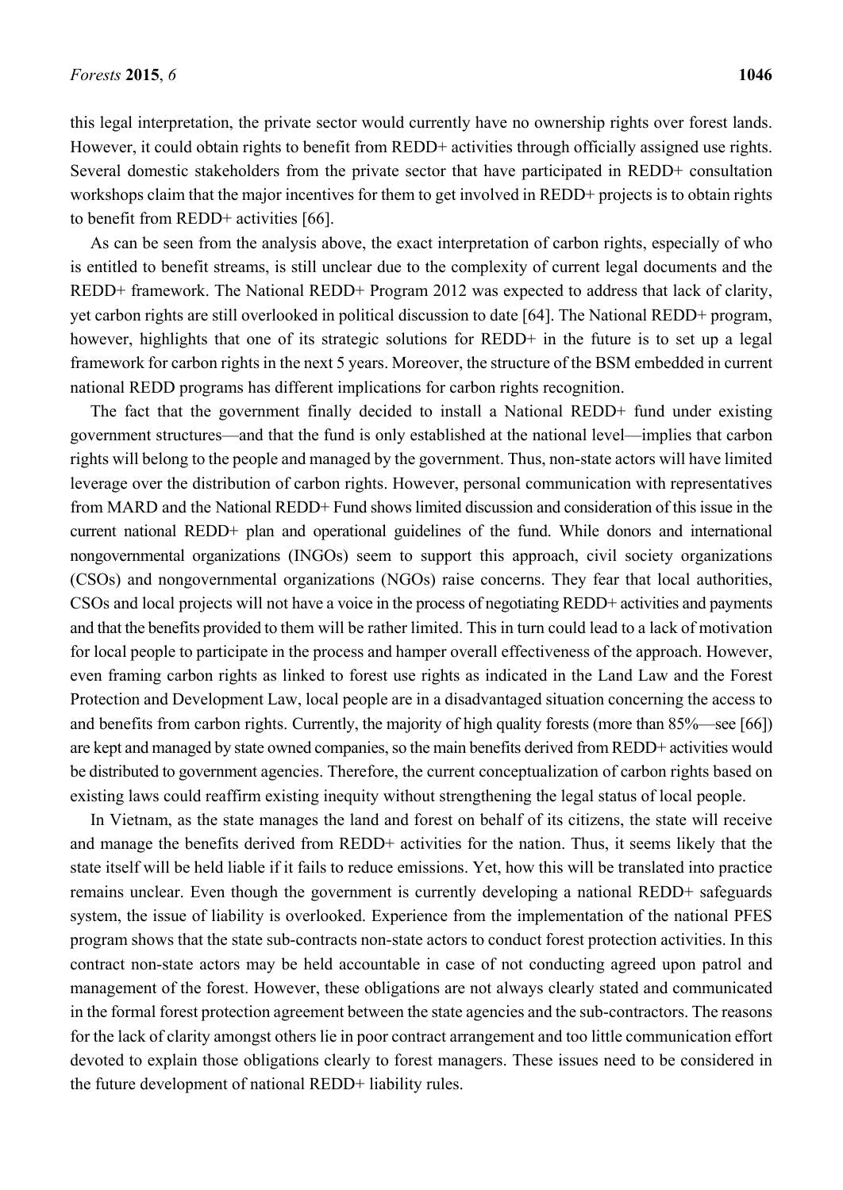this legal interpretation, the private sector would currently have no ownership rights over forest lands. However, it could obtain rights to benefit from REDD+ activities through officially assigned use rights. Several domestic stakeholders from the private sector that have participated in REDD+ consultation workshops claim that the major incentives for them to get involved in REDD+ projects is to obtain rights to benefit from REDD+ activities [66].

As can be seen from the analysis above, the exact interpretation of carbon rights, especially of who is entitled to benefit streams, is still unclear due to the complexity of current legal documents and the REDD+ framework. The National REDD+ Program 2012 was expected to address that lack of clarity, yet carbon rights are still overlooked in political discussion to date [64]. The National REDD+ program, however, highlights that one of its strategic solutions for REDD+ in the future is to set up a legal framework for carbon rights in the next 5 years. Moreover, the structure of the BSM embedded in current national REDD programs has different implications for carbon rights recognition.

The fact that the government finally decided to install a National REDD+ fund under existing government structures—and that the fund is only established at the national level—implies that carbon rights will belong to the people and managed by the government. Thus, non-state actors will have limited leverage over the distribution of carbon rights. However, personal communication with representatives from MARD and the National REDD+ Fund shows limited discussion and consideration of this issue in the current national REDD+ plan and operational guidelines of the fund. While donors and international nongovernmental organizations (INGOs) seem to support this approach, civil society organizations (CSOs) and nongovernmental organizations (NGOs) raise concerns. They fear that local authorities, CSOs and local projects will not have a voice in the process of negotiating REDD+ activities and payments and that the benefits provided to them will be rather limited. This in turn could lead to a lack of motivation for local people to participate in the process and hamper overall effectiveness of the approach. However, even framing carbon rights as linked to forest use rights as indicated in the Land Law and the Forest Protection and Development Law, local people are in a disadvantaged situation concerning the access to and benefits from carbon rights. Currently, the majority of high quality forests (more than 85%—see [66]) are kept and managed by state owned companies, so the main benefits derived from REDD+ activities would be distributed to government agencies. Therefore, the current conceptualization of carbon rights based on existing laws could reaffirm existing inequity without strengthening the legal status of local people.

In Vietnam, as the state manages the land and forest on behalf of its citizens, the state will receive and manage the benefits derived from REDD+ activities for the nation. Thus, it seems likely that the state itself will be held liable if it fails to reduce emissions. Yet, how this will be translated into practice remains unclear. Even though the government is currently developing a national REDD+ safeguards system, the issue of liability is overlooked. Experience from the implementation of the national PFES program shows that the state sub-contracts non-state actors to conduct forest protection activities. In this contract non-state actors may be held accountable in case of not conducting agreed upon patrol and management of the forest. However, these obligations are not always clearly stated and communicated in the formal forest protection agreement between the state agencies and the sub-contractors. The reasons for the lack of clarity amongst others lie in poor contract arrangement and too little communication effort devoted to explain those obligations clearly to forest managers. These issues need to be considered in the future development of national REDD+ liability rules.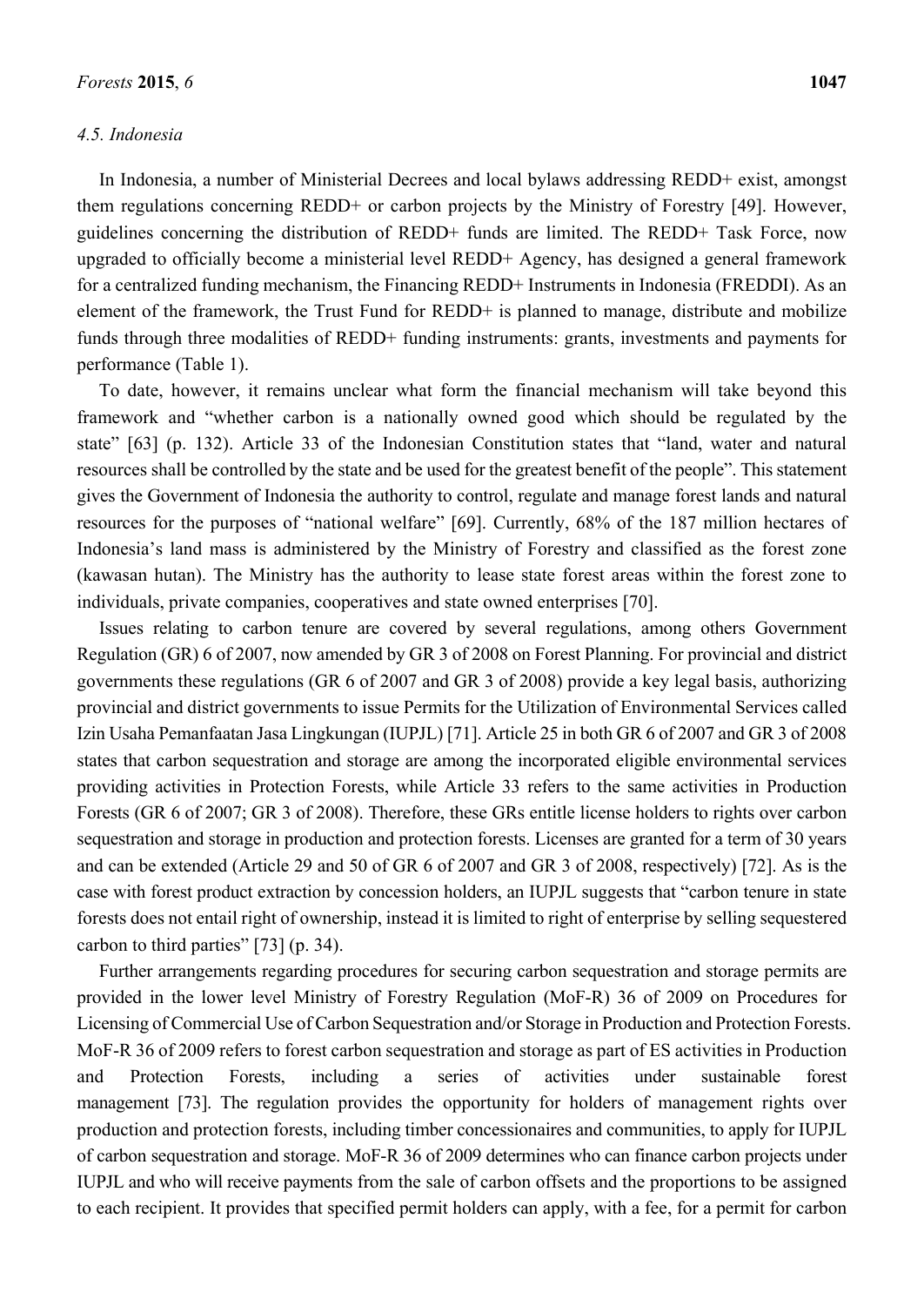### 4.5. Indonesia

In Indonesia, a number of Ministerial Decrees and local bylaws addressing REDD+ exist, amongst them regulations concerning REDD+ or carbon projects by the Ministry of Forestry [49]. However, guidelines concerning the distribution of REDD+ funds are limited. The REDD+ Task Force, now upgraded to officially become a ministerial level REDD+ Agency, has designed a general framework for a centralized funding mechanism, the Financing REDD+ Instruments in Indonesia (FREDDI). As an element of the framework, the Trust Fund for REDD+ is planned to manage, distribute and mobilize funds through three modalities of REDD+ funding instruments: grants, investments and payments for performance (Table 1).

To date, however, it remains unclear what form the financial mechanism will take beyond this framework and "whether carbon is a nationally owned good which should be regulated by the state" [63] (p. 132). Article 33 of the Indonesian Constitution states that "land, water and natural resources shall be controlled by the state and be used for the greatest benefit of the people". This statement gives the Government of Indonesia the authority to control, regulate and manage forest lands and natural resources for the purposes of "national welfare" [69]. Currently, 68% of the 187 million hectares of Indonesia's land mass is administered by the Ministry of Forestry and classified as the forest zone (kawasan hutan). The Ministry has the authority to lease state forest areas within the forest zone to individuals, private companies, cooperatives and state owned enterprises [70].

Issues relating to carbon tenure are covered by several regulations, among others Government Regulation (GR) 6 of 2007, now amended by GR 3 of 2008 on Forest Planning. For provincial and district governments these regulations (GR 6 of 2007 and GR 3 of 2008) provide a key legal basis, authorizing provincial and district governments to issue Permits for the Utilization of Environmental Services called Izin Usaha Pemanfaatan Jasa Lingkungan (IUPJL) [71]. Article 25 in both GR 6 of 2007 and GR 3 of 2008 states that carbon sequestration and storage are among the incorporated eligible environmental services providing activities in Protection Forests, while Article 33 refers to the same activities in Production Forests (GR 6 of 2007; GR 3 of 2008). Therefore, these GRs entitle license holders to rights over carbon sequestration and storage in production and protection forests. Licenses are granted for a term of 30 years and can be extended (Article 29 and 50 of GR 6 of 2007 and GR 3 of 2008, respectively) [72]. As is the case with forest product extraction by concession holders, an IUPJL suggests that "carbon tenure in state forests does not entail right of ownership, instead it is limited to right of enterprise by selling sequestered carbon to third parties" [73] (p. 34).

Further arrangements regarding procedures for securing carbon sequestration and storage permits are provided in the lower level Ministry of Forestry Regulation (MoF-R) 36 of 2009 on Procedures for Licensing of Commercial Use of Carbon Sequestration and/or Storage in Production and Protection Forests. MoF-R 36 of 2009 refers to forest carbon sequestration and storage as part of ES activities in Production and Protection Forests, including a series of activities under sustainable forest management [73]. The regulation provides the opportunity for holders of management rights over production and protection forests, including timber concessionaires and communities, to apply for IUPJL of carbon sequestration and storage. MoF-R 36 of 2009 determines who can finance carbon projects under IUPJL and who will receive payments from the sale of carbon offsets and the proportions to be assigned to each recipient. It provides that specified permit holders can apply, with a fee, for a permit for carbon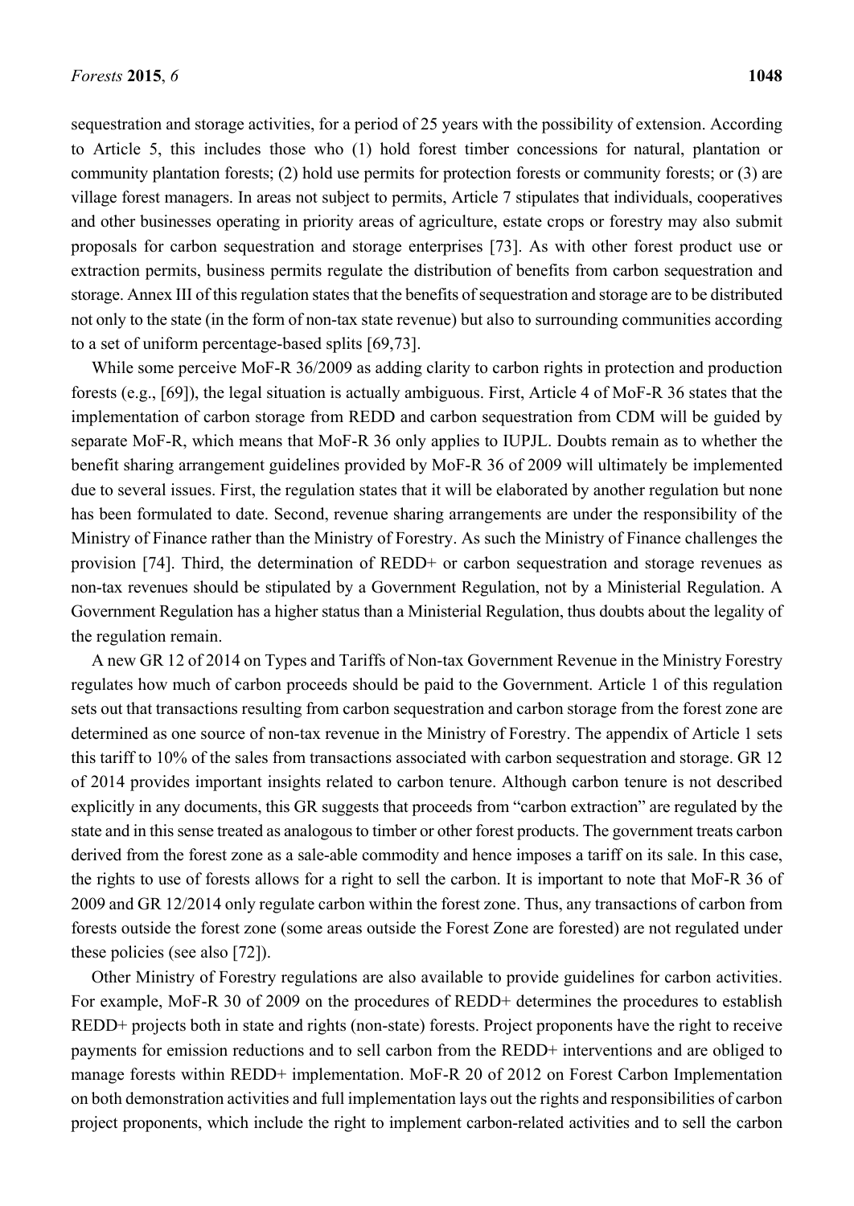sequestration and storage activities, for a period of 25 years with the possibility of extension. According to Article 5, this includes those who (1) hold forest timber concessions for natural, plantation or community plantation forests; (2) hold use permits for protection forests or community forests; or (3) are village forest managers. In areas not subject to permits, Article 7 stipulates that individuals, cooperatives and other businesses operating in priority areas of agriculture, estate crops or forestry may also submit proposals for carbon sequestration and storage enterprises [73]. As with other forest product use or extraction permits, business permits regulate the distribution of benefits from carbon sequestration and storage. Annex III of this regulation states that the benefits of sequestration and storage are to be distributed not only to the state (in the form of non-tax state revenue) but also to surrounding communities according to a set of uniform percentage-based splits [69,73].

While some perceive MoF-R 36/2009 as adding clarity to carbon rights in protection and production forests (e.g., [69]), the legal situation is actually ambiguous. First, Article 4 of MoF-R 36 states that the implementation of carbon storage from REDD and carbon sequestration from CDM will be guided by separate MoF-R, which means that MoF-R 36 only applies to IUPJL. Doubts remain as to whether the benefit sharing arrangement guidelines provided by MoF-R 36 of 2009 will ultimately be implemented due to several issues. First, the regulation states that it will be elaborated by another regulation but none has been formulated to date. Second, revenue sharing arrangements are under the responsibility of the Ministry of Finance rather than the Ministry of Forestry. As such the Ministry of Finance challenges the provision [74]. Third, the determination of REDD+ or carbon sequestration and storage revenues as non-tax revenues should be stipulated by a Government Regulation, not by a Ministerial Regulation. A Government Regulation has a higher status than a Ministerial Regulation, thus doubts about the legality of the regulation remain.

A new GR 12 of 2014 on Types and Tariffs of Non-tax Government Revenue in the Ministry Forestry regulates how much of carbon proceeds should be paid to the Government. Article 1 of this regulation sets out that transactions resulting from carbon sequestration and carbon storage from the forest zone are determined as one source of non-tax revenue in the Ministry of Forestry. The appendix of Article 1 sets this tariff to 10% of the sales from transactions associated with carbon sequestration and storage. GR 12 of 2014 provides important insights related to carbon tenure. Although carbon tenure is not described explicitly in any documents, this GR suggests that proceeds from "carbon extraction" are regulated by the state and in this sense treated as analogous to timber or other forest products. The government treats carbon derived from the forest zone as a sale-able commodity and hence imposes a tariff on its sale. In this case, the rights to use of forests allows for a right to sell the carbon. It is important to note that MoF-R 36 of 2009 and GR 12/2014 only regulate carbon within the forest zone. Thus, any transactions of carbon from forests outside the forest zone (some areas outside the Forest Zone are forested) are not regulated under these policies (see also [72]).

Other Ministry of Forestry regulations are also available to provide guidelines for carbon activities. For example, MoF-R 30 of 2009 on the procedures of REDD+ determines the procedures to establish REDD+ projects both in state and rights (non-state) forests. Project proponents have the right to receive payments for emission reductions and to sell carbon from the REDD+ interventions and are obliged to manage forests within REDD+ implementation. MoF-R 20 of 2012 on Forest Carbon Implementation on both demonstration activities and full implementation lays out the rights and responsibilities of carbon project proponents, which include the right to implement carbon-related activities and to sell the carbon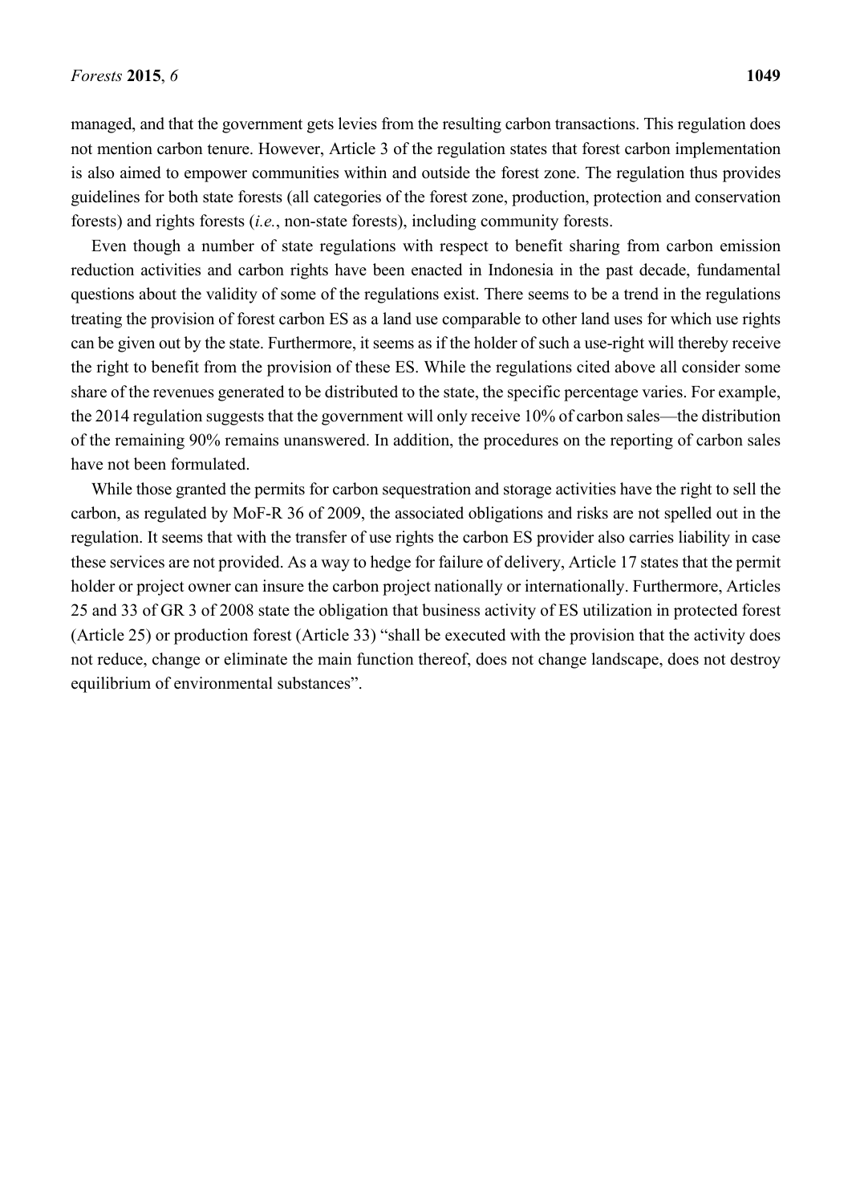managed, and that the government gets levies from the resulting carbon transactions. This regulation does not mention carbon tenure. However, Article 3 of the regulation states that forest carbon implementation is also aimed to empower communities within and outside the forest zone. The regulation thus provides guidelines for both state forests (all categories of the forest zone, production, protection and conservation forests) and rights forests (*i.e.*, non-state forests), including community forests.

Even though a number of state regulations with respect to benefit sharing from carbon emission reduction activities and carbon rights have been enacted in Indonesia in the past decade, fundamental questions about the validity of some of the regulations exist. There seems to be a trend in the regulations treating the provision of forest carbon ES as a land use comparable to other land uses for which use rights can be given out by the state. Furthermore, it seems as if the holder of such a use-right will thereby receive the right to benefit from the provision of these ES. While the regulations cited above all consider some share of the revenues generated to be distributed to the state, the specific percentage varies. For example, the 2014 regulation suggests that the government will only receive 10% of carbon sales—the distribution of the remaining 90% remains unanswered. In addition, the procedures on the reporting of carbon sales have not been formulated.

While those granted the permits for carbon sequestration and storage activities have the right to sell the carbon, as regulated by MoF-R 36 of 2009, the associated obligations and risks are not spelled out in the regulation. It seems that with the transfer of use rights the carbon ES provider also carries liability in case these services are not provided. As a way to hedge for failure of delivery, Article 17 states that the permit holder or project owner can insure the carbon project nationally or internationally. Furthermore, Articles 25 and 33 of GR 3 of 2008 state the obligation that business activity of ES utilization in protected forest (Article 25) or production forest (Article 33) "shall be executed with the provision that the activity does not reduce, change or eliminate the main function thereof, does not change landscape, does not destroy equilibrium of environmental substances".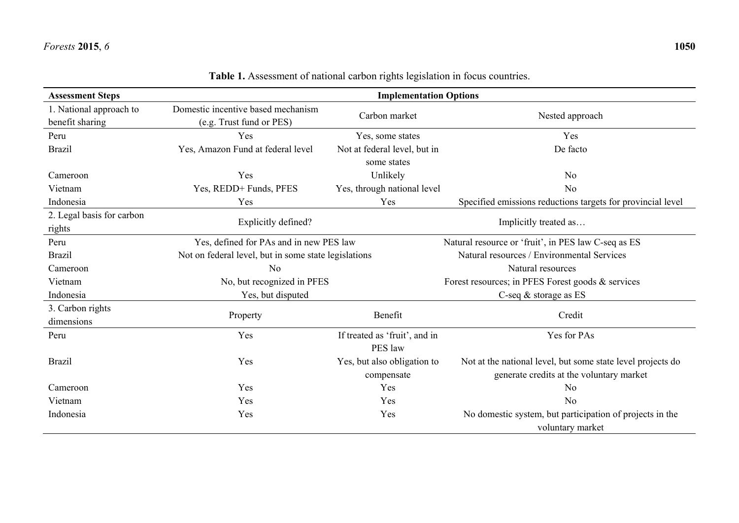**Table 1.** Assessment of national carbon rights legislation in focus countries.

| Assessment Steps | Implementation Options | | |
|---|---|---|---|
| 1. National approach to benefit sharing | Domestic incentive based mechanism (e.g. Trust fund or PES) | Carbon market | Nested approach |
| Peru | Yes | Yes, some states | Yes |
| Brazil | Yes, Amazon Fund at federal level | Not at federal level, but in some states | De facto |
| Cameroon | Yes | Unlikely | No |
| Vietnam | Yes, REDD+ Funds, PFES | Yes, through national level | No |
| Indonesia | Yes | Yes | Specified emissions reductions targets for provincial level |
| 2. Legal basis for carbon rights | Explicitly defined? | | Implicitly treated as… |
| Peru | Yes, defined for PAs and in new PES law | | Natural resource or 'fruit', in PES law C-seq as ES |
| Brazil | Not on federal level, but in some state legislations | | Natural resources / Environmental Services |
| Cameroon | No | | Natural resources |
| Vietnam | No, but recognized in PFES | | Forest resources; in PFES Forest goods & services |
| Indonesia | Yes, but disputed | | C-seq & storage as ES |
| 3. Carbon rights dimensions | Property | Benefit | Credit |
| Peru | Yes | If treated as 'fruit', and in PES law | Yes for PAs |
| Brazil | Yes | Yes, but also obligation to compensate | Not at the national level, but some state level projects do generate credits at the voluntary market |
| Cameroon | Yes | Yes | No |
| Vietnam | Yes | Yes | No |
| Indonesia | Yes | Yes | No domestic system, but participation of projects in the voluntary market |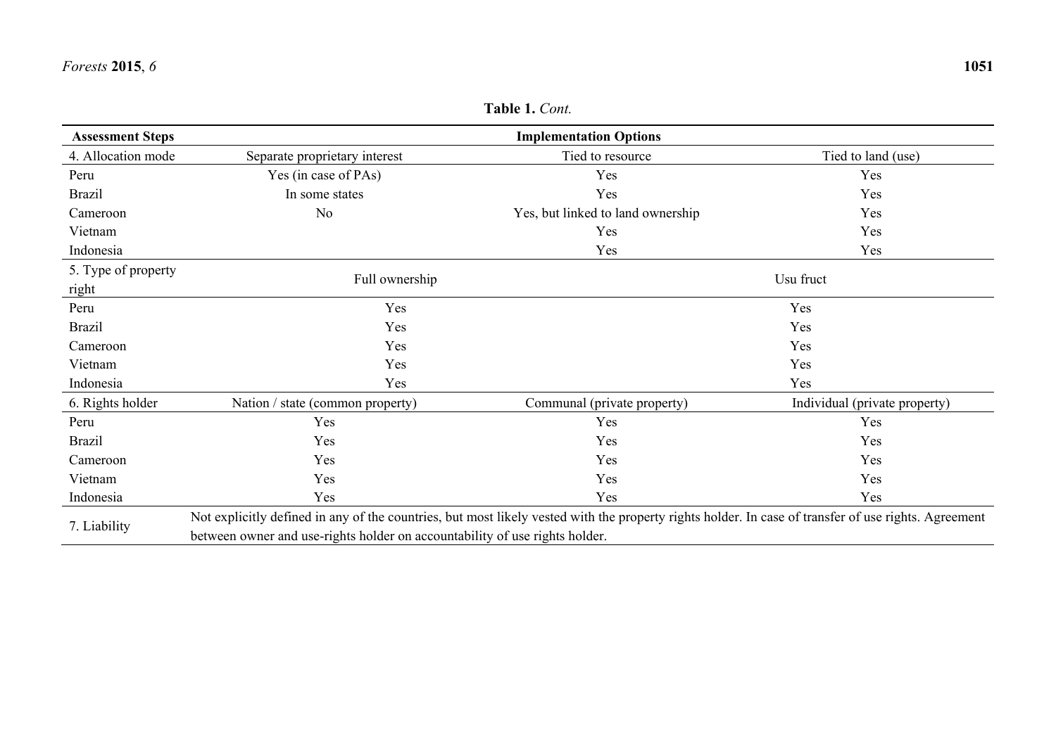**Table 1.** *Cont.*

| Assessment Steps | Implementation Options | | |
|---|---|---|---|
| 4. Allocation mode | Separate proprietary interest | Tied to resource | Tied to land (use) |
| Peru | Yes (in case of PAs) | Yes | Yes |
| Brazil | In some states | Yes | Yes |
| Cameroon | No | Yes, but linked to land ownership | Yes |
| Vietnam | | Yes | Yes |
| Indonesia | | Yes | Yes |
| 5. Type of property right | Full ownership | | Usu fruct |
| Peru | Yes | | Yes |
| Brazil | Yes | | Yes |
| Cameroon | Yes | | Yes |
| Vietnam | Yes | | Yes |
| Indonesia | Yes | | Yes |
| 6. Rights holder | Nation / state (common property) | Communal (private property) | Individual (private property) |
| Peru | Yes | Yes | Yes |
| Brazil | Yes | Yes | Yes |
| Cameroon | Yes | Yes | Yes |
| Vietnam | Yes | Yes | Yes |
| Indonesia | Yes | Yes | Yes |
| 7. Liability | Not explicitly defined in any of the countries, but most likely vested with the property rights holder. In case of transfer of use rights. Agreement between owner and use-rights holder on accountability of use rights holder. | | |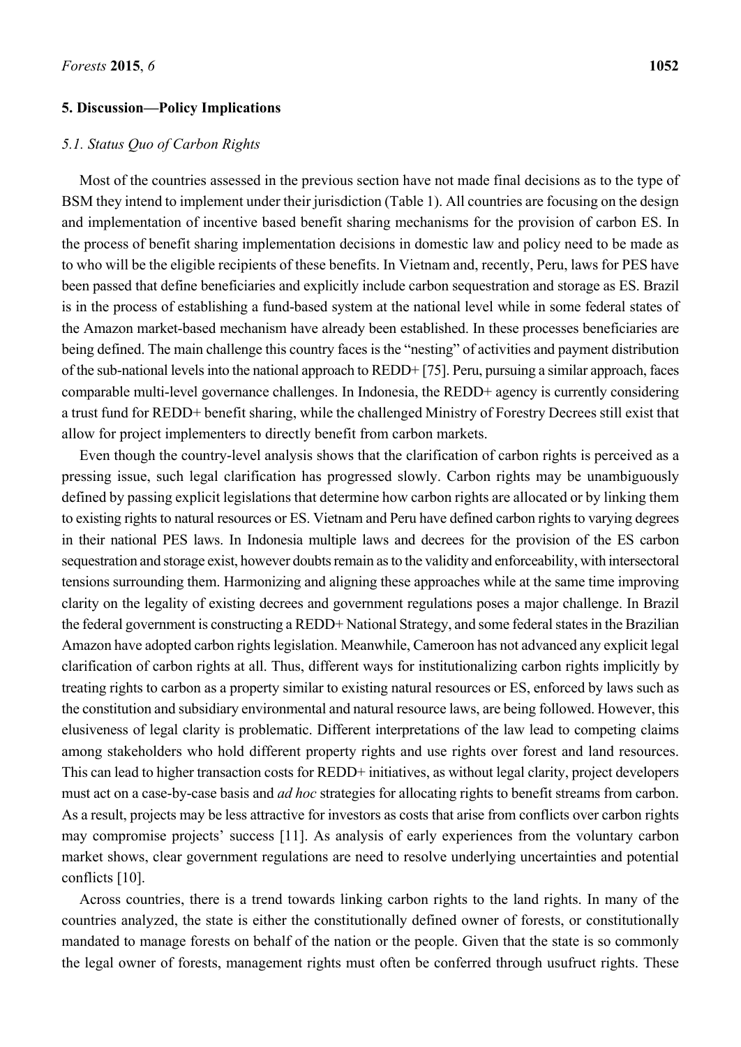## 5. Discussion—Policy Implications

### *5.1. Status Quo of Carbon Rights*

Most of the countries assessed in the previous section have not made final decisions as to the type of BSM they intend to implement under their jurisdiction (Table 1). All countries are focusing on the design and implementation of incentive based benefit sharing mechanisms for the provision of carbon ES. In the process of benefit sharing implementation decisions in domestic law and policy need to be made as to who will be the eligible recipients of these benefits. In Vietnam and, recently, Peru, laws for PES have been passed that define beneficiaries and explicitly include carbon sequestration and storage as ES. Brazil is in the process of establishing a fund-based system at the national level while in some federal states of the Amazon market-based mechanism have already been established. In these processes beneficiaries are being defined. The main challenge this country faces is the "nesting" of activities and payment distribution of the sub-national levels into the national approach to REDD+ [75]. Peru, pursuing a similar approach, faces comparable multi-level governance challenges. In Indonesia, the REDD+ agency is currently considering a trust fund for REDD+ benefit sharing, while the challenged Ministry of Forestry Decrees still exist that allow for project implementers to directly benefit from carbon markets.

Even though the country-level analysis shows that the clarification of carbon rights is perceived as a pressing issue, such legal clarification has progressed slowly. Carbon rights may be unambiguously defined by passing explicit legislations that determine how carbon rights are allocated or by linking them to existing rights to natural resources or ES. Vietnam and Peru have defined carbon rights to varying degrees in their national PES laws. In Indonesia multiple laws and decrees for the provision of the ES carbon sequestration and storage exist, however doubts remain as to the validity and enforceability, with intersectoral tensions surrounding them. Harmonizing and aligning these approaches while at the same time improving clarity on the legality of existing decrees and government regulations poses a major challenge. In Brazil the federal government is constructing a REDD+ National Strategy, and some federal states in the Brazilian Amazon have adopted carbon rights legislation. Meanwhile, Cameroon has not advanced any explicit legal clarification of carbon rights at all. Thus, different ways for institutionalizing carbon rights implicitly by treating rights to carbon as a property similar to existing natural resources or ES, enforced by laws such as the constitution and subsidiary environmental and natural resource laws, are being followed. However, this elusiveness of legal clarity is problematic. Different interpretations of the law lead to competing claims among stakeholders who hold different property rights and use rights over forest and land resources. This can lead to higher transaction costs for REDD+ initiatives, as without legal clarity, project developers must act on a case-by-case basis and *ad hoc* strategies for allocating rights to benefit streams from carbon. As a result, projects may be less attractive for investors as costs that arise from conflicts over carbon rights may compromise projects' success [11]. As analysis of early experiences from the voluntary carbon market shows, clear government regulations are need to resolve underlying uncertainties and potential conflicts [10].

Across countries, there is a trend towards linking carbon rights to the land rights. In many of the countries analyzed, the state is either the constitutionally defined owner of forests, or constitutionally mandated to manage forests on behalf of the nation or the people. Given that the state is so commonly the legal owner of forests, management rights must often be conferred through usufruct rights. These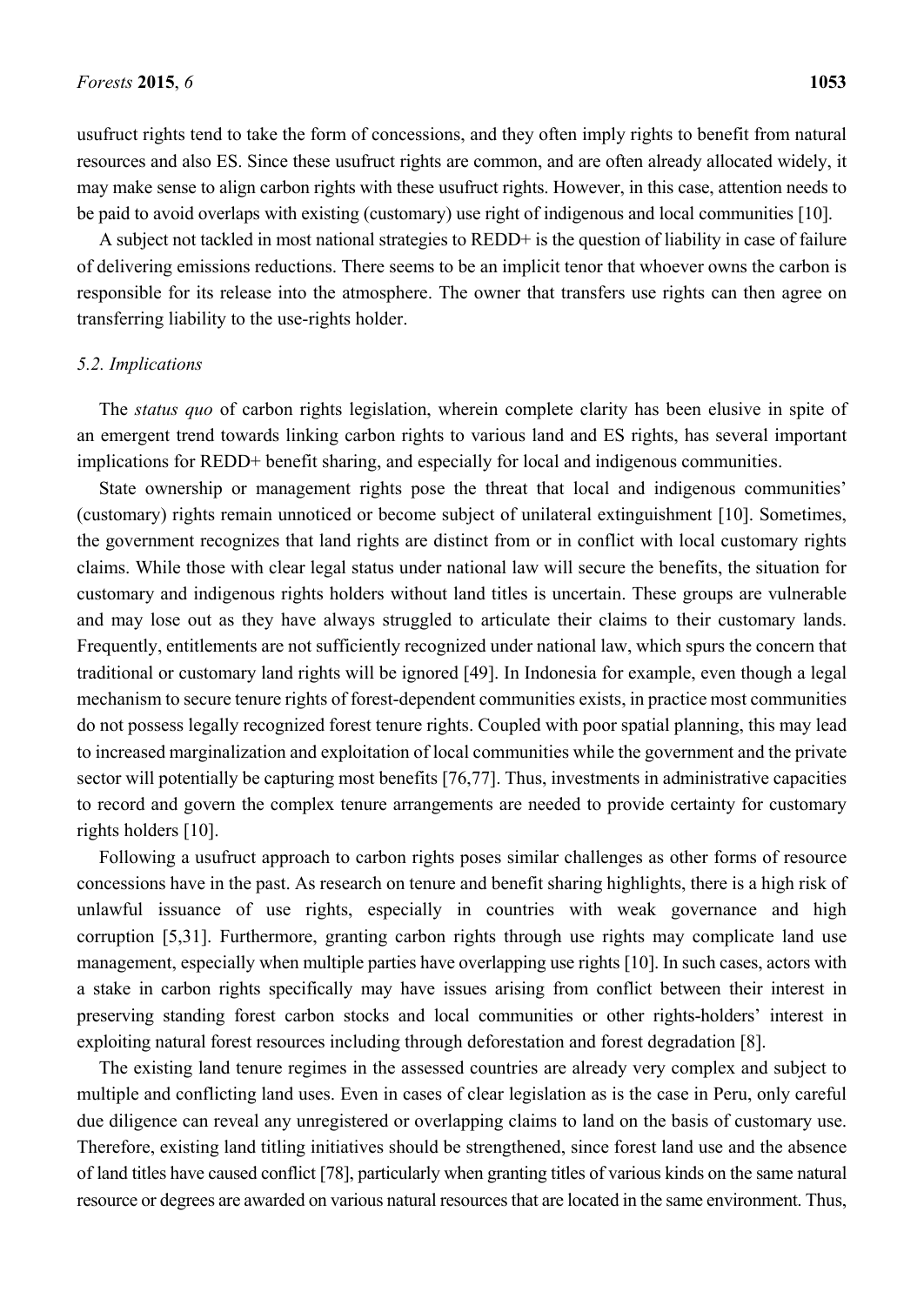usufruct rights tend to take the form of concessions, and they often imply rights to benefit from natural resources and also ES. Since these usufruct rights are common, and are often already allocated widely, it may make sense to align carbon rights with these usufruct rights. However, in this case, attention needs to be paid to avoid overlaps with existing (customary) use right of indigenous and local communities [10].

A subject not tackled in most national strategies to REDD+ is the question of liability in case of failure of delivering emissions reductions. There seems to be an implicit tenor that whoever owns the carbon is responsible for its release into the atmosphere. The owner that transfers use rights can then agree on transferring liability to the use-rights holder.

### *5.2. Implications*

The *status quo* of carbon rights legislation, wherein complete clarity has been elusive in spite of an emergent trend towards linking carbon rights to various land and ES rights, has several important implications for REDD+ benefit sharing, and especially for local and indigenous communities.

State ownership or management rights pose the threat that local and indigenous communities' (customary) rights remain unnoticed or become subject of unilateral extinguishment [10]. Sometimes, the government recognizes that land rights are distinct from or in conflict with local customary rights claims. While those with clear legal status under national law will secure the benefits, the situation for customary and indigenous rights holders without land titles is uncertain. These groups are vulnerable and may lose out as they have always struggled to articulate their claims to their customary lands. Frequently, entitlements are not sufficiently recognized under national law, which spurs the concern that traditional or customary land rights will be ignored [49]. In Indonesia for example, even though a legal mechanism to secure tenure rights of forest-dependent communities exists, in practice most communities do not possess legally recognized forest tenure rights. Coupled with poor spatial planning, this may lead to increased marginalization and exploitation of local communities while the government and the private sector will potentially be capturing most benefits [76,77]. Thus, investments in administrative capacities to record and govern the complex tenure arrangements are needed to provide certainty for customary rights holders [10].

Following a usufruct approach to carbon rights poses similar challenges as other forms of resource concessions have in the past. As research on tenure and benefit sharing highlights, there is a high risk of unlawful issuance of use rights, especially in countries with weak governance and high corruption [5,31]. Furthermore, granting carbon rights through use rights may complicate land use management, especially when multiple parties have overlapping use rights [10]. In such cases, actors with a stake in carbon rights specifically may have issues arising from conflict between their interest in preserving standing forest carbon stocks and local communities or other rights-holders' interest in exploiting natural forest resources including through deforestation and forest degradation [8].

The existing land tenure regimes in the assessed countries are already very complex and subject to multiple and conflicting land uses. Even in cases of clear legislation as is the case in Peru, only careful due diligence can reveal any unregistered or overlapping claims to land on the basis of customary use. Therefore, existing land titling initiatives should be strengthened, since forest land use and the absence of land titles have caused conflict [78], particularly when granting titles of various kinds on the same natural resource or degrees are awarded on various natural resources that are located in the same environment. Thus,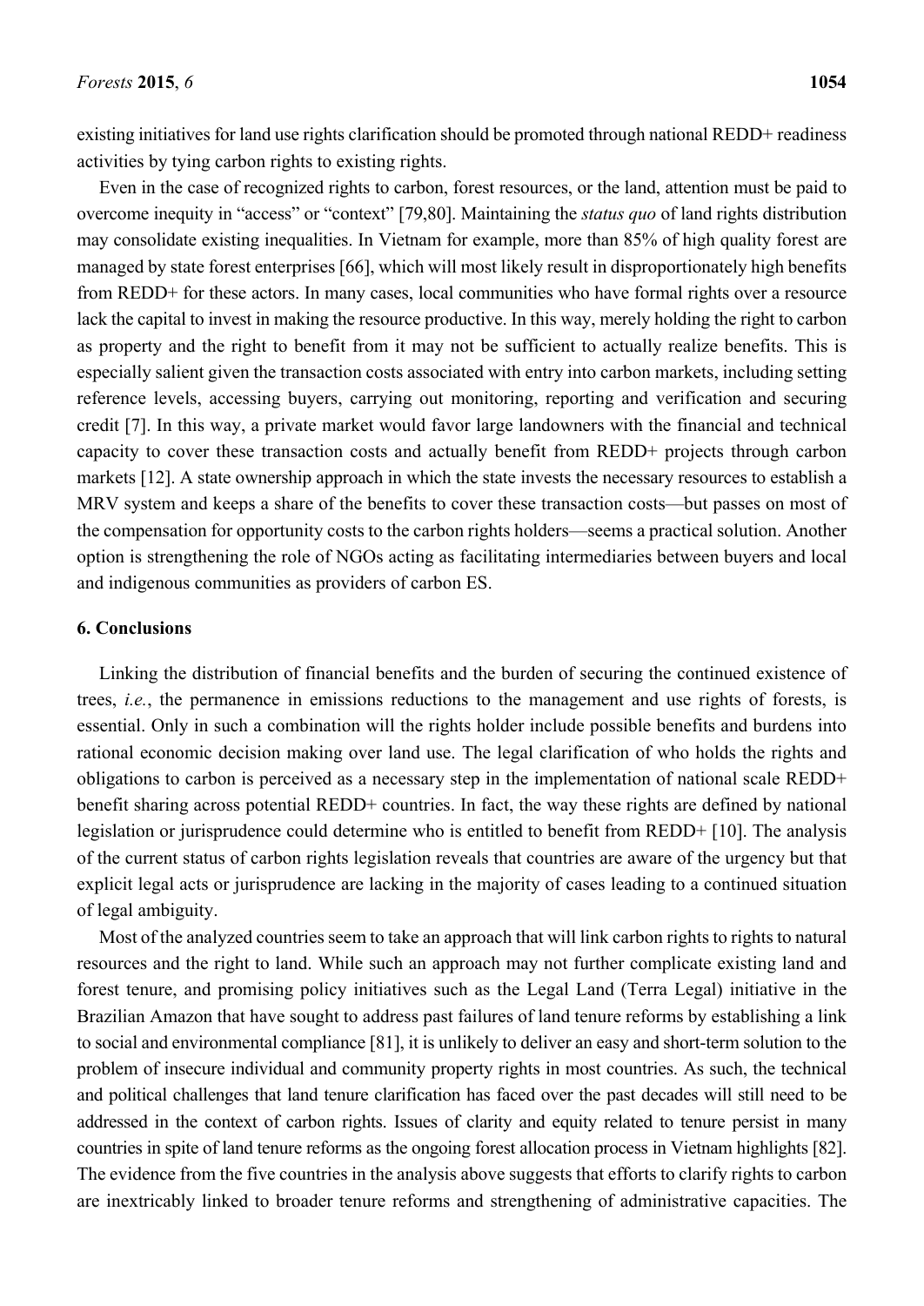existing initiatives for land use rights clarification should be promoted through national REDD+ readiness activities by tying carbon rights to existing rights.

Even in the case of recognized rights to carbon, forest resources, or the land, attention must be paid to overcome inequity in "access" or "context" [79,80]. Maintaining the *status quo* of land rights distribution may consolidate existing inequalities. In Vietnam for example, more than 85% of high quality forest are managed by state forest enterprises [66], which will most likely result in disproportionately high benefits from REDD+ for these actors. In many cases, local communities who have formal rights over a resource lack the capital to invest in making the resource productive. In this way, merely holding the right to carbon as property and the right to benefit from it may not be sufficient to actually realize benefits. This is especially salient given the transaction costs associated with entry into carbon markets, including setting reference levels, accessing buyers, carrying out monitoring, reporting and verification and securing credit [7]. In this way, a private market would favor large landowners with the financial and technical capacity to cover these transaction costs and actually benefit from REDD+ projects through carbon markets [12]. A state ownership approach in which the state invests the necessary resources to establish a MRV system and keeps a share of the benefits to cover these transaction costs—but passes on most of the compensation for opportunity costs to the carbon rights holders—seems a practical solution. Another option is strengthening the role of NGOs acting as facilitating intermediaries between buyers and local and indigenous communities as providers of carbon ES.

## 6. Conclusions

Linking the distribution of financial benefits and the burden of securing the continued existence of trees, *i.e.*, the permanence in emissions reductions to the management and use rights of forests, is essential. Only in such a combination will the rights holder include possible benefits and burdens into rational economic decision making over land use. The legal clarification of who holds the rights and obligations to carbon is perceived as a necessary step in the implementation of national scale REDD+ benefit sharing across potential REDD+ countries. In fact, the way these rights are defined by national legislation or jurisprudence could determine who is entitled to benefit from REDD+ [10]. The analysis of the current status of carbon rights legislation reveals that countries are aware of the urgency but that explicit legal acts or jurisprudence are lacking in the majority of cases leading to a continued situation of legal ambiguity.

Most of the analyzed countries seem to take an approach that will link carbon rights to rights to natural resources and the right to land. While such an approach may not further complicate existing land and forest tenure, and promising policy initiatives such as the Legal Land (Terra Legal) initiative in the Brazilian Amazon that have sought to address past failures of land tenure reforms by establishing a link to social and environmental compliance [81], it is unlikely to deliver an easy and short-term solution to the problem of insecure individual and community property rights in most countries. As such, the technical and political challenges that land tenure clarification has faced over the past decades will still need to be addressed in the context of carbon rights. Issues of clarity and equity related to tenure persist in many countries in spite of land tenure reforms as the ongoing forest allocation process in Vietnam highlights [82]. The evidence from the five countries in the analysis above suggests that efforts to clarify rights to carbon are inextricably linked to broader tenure reforms and strengthening of administrative capacities. The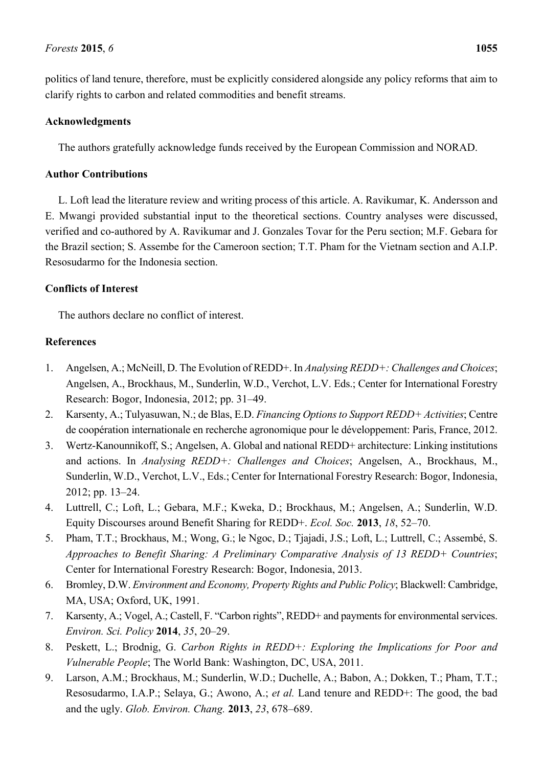politics of land tenure, therefore, must be explicitly considered alongside any policy reforms that aim to clarify rights to carbon and related commodities and benefit streams.

## Acknowledgments

The authors gratefully acknowledge funds received by the European Commission and NORAD.

## Author Contributions

L. Loft lead the literature review and writing process of this article. A. Ravikumar, K. Andersson and E. Mwangi provided substantial input to the theoretical sections. Country analyses were discussed, verified and co-authored by A. Ravikumar and J. Gonzales Tovar for the Peru section; M.F. Gebara for the Brazil section; S. Assembe for the Cameroon section; T.T. Pham for the Vietnam section and A.I.P. Resosudarmo for the Indonesia section.

## Conflicts of Interest

The authors declare no conflict of interest.

## References

1. Angelsen, A.; McNeill, D. The Evolution of REDD+. In *Analysing REDD+: Challenges and Choices*; Angelsen, A., Brockhaus, M., Sunderlin, W.D., Verchot, L.V. Eds.; Center for International Forestry Research: Bogor, Indonesia, 2012; pp. 31–49.
2. Karsenty, A.; Tulyasuwan, N.; de Blas, E.D. *Financing Options to Support REDD+ Activities*; Centre de coopération internationale en recherche agronomique pour le développement: Paris, France, 2012.
3. Wertz-Kanounnikoff, S.; Angelsen, A. Global and national REDD+ architecture: Linking institutions and actions. In *Analysing REDD+: Challenges and Choices*; Angelsen, A., Brockhaus, M., Sunderlin, W.D., Verchot, L.V., Eds.; Center for International Forestry Research: Bogor, Indonesia, 2012; pp. 13–24.
4. Luttrell, C.; Loft, L.; Gebara, M.F.; Kweka, D.; Brockhaus, M.; Angelsen, A.; Sunderlin, W.D. Equity Discourses around Benefit Sharing for REDD+. *Ecol. Soc.* **2013**, *18*, 52–70.
5. Pham, T.T.; Brockhaus, M.; Wong, G.; le Ngoc, D.; Tjajadi, J.S.; Loft, L.; Luttrell, C.; Assembé, S. *Approaches to Benefit Sharing: A Preliminary Comparative Analysis of 13 REDD+ Countries*; Center for International Forestry Research: Bogor, Indonesia, 2013.
6. Bromley, D.W. *Environment and Economy, Property Rights and Public Policy*; Blackwell: Cambridge, MA, USA; Oxford, UK, 1991.
7. Karsenty, A.; Vogel, A.; Castell, F. "Carbon rights", REDD+ and payments for environmental services. *Environ. Sci. Policy* **2014**, *35*, 20–29.
8. Peskett, L.; Brodnig, G. *Carbon Rights in REDD+: Exploring the Implications for Poor and Vulnerable People*; The World Bank: Washington, DC, USA, 2011.
9. Larson, A.M.; Brockhaus, M.; Sunderlin, W.D.; Duchelle, A.; Babon, A.; Dokken, T.; Pham, T.T.; Resosudarmo, I.A.P.; Selaya, G.; Awono, A.; *et al.* Land tenure and REDD+: The good, the bad and the ugly. *Glob. Environ. Chang.* **2013**, *23*, 678–689.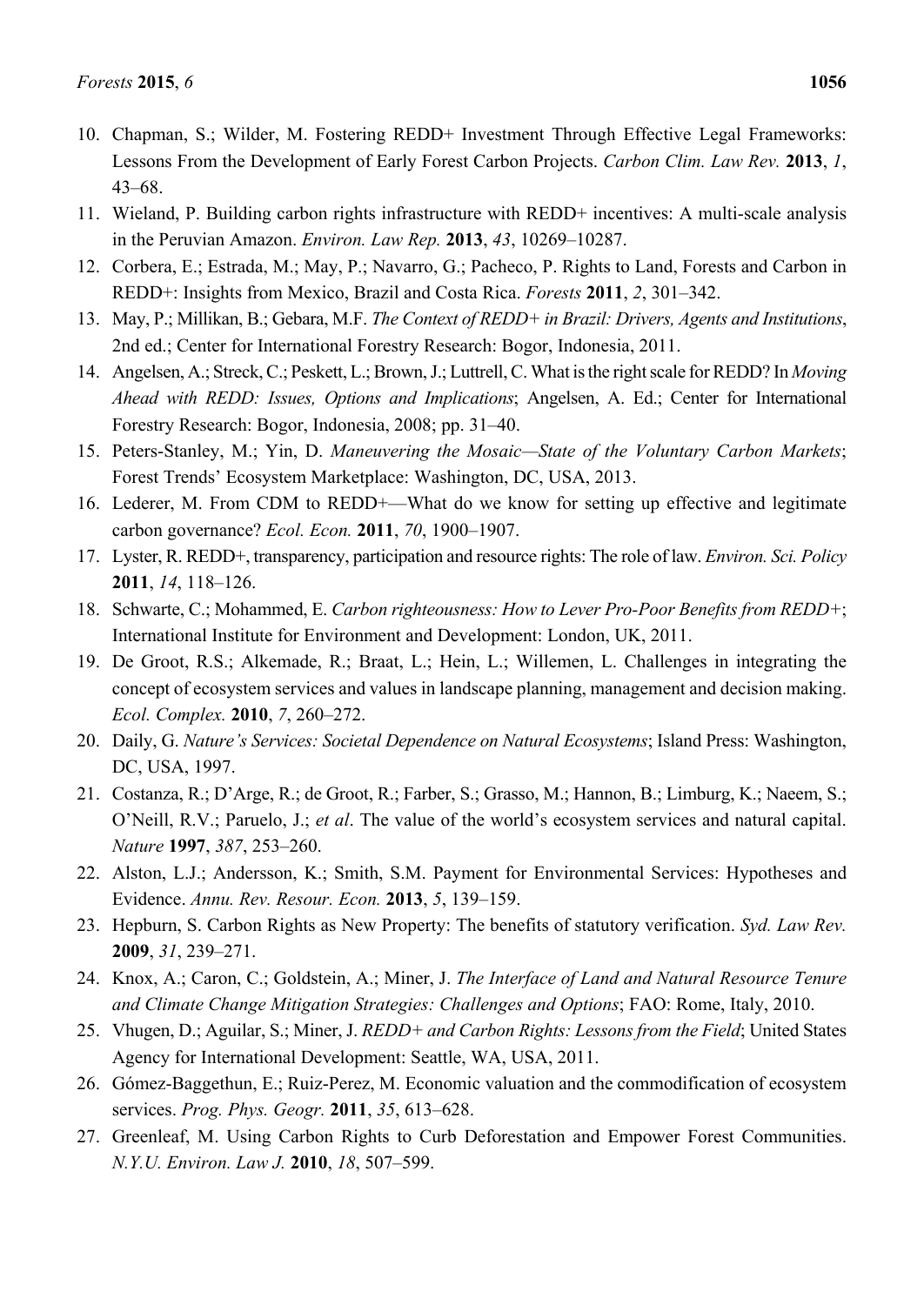10. Chapman, S.; Wilder, M. Fostering REDD+ Investment Through Effective Legal Frameworks: Lessons From the Development of Early Forest Carbon Projects. *Carbon Clim. Law Rev.* **2013**, *1*, 43–68.
11. Wieland, P. Building carbon rights infrastructure with REDD+ incentives: A multi-scale analysis in the Peruvian Amazon. *Environ. Law Rep.* **2013**, *43*, 10269–10287.
12. Corbera, E.; Estrada, M.; May, P.; Navarro, G.; Pacheco, P. Rights to Land, Forests and Carbon in REDD+: Insights from Mexico, Brazil and Costa Rica. *Forests* **2011**, *2*, 301–342.
13. May, P.; Millikan, B.; Gebara, M.F. *The Context of REDD+ in Brazil: Drivers, Agents and Institutions*, 2nd ed.; Center for International Forestry Research: Bogor, Indonesia, 2011.
14. Angelsen, A.; Streck, C.; Peskett, L.; Brown, J.; Luttrell, C. What is the right scale for REDD? In *Moving Ahead with REDD: Issues, Options and Implications*; Angelsen, A. Ed.; Center for International Forestry Research: Bogor, Indonesia, 2008; pp. 31–40.
15. Peters-Stanley, M.; Yin, D. *Maneuvering the Mosaic—State of the Voluntary Carbon Markets*; Forest Trends' Ecosystem Marketplace: Washington, DC, USA, 2013.
16. Lederer, M. From CDM to REDD+—What do we know for setting up effective and legitimate carbon governance? *Ecol. Econ.* **2011**, *70*, 1900–1907.
17. Lyster, R. REDD+, transparency, participation and resource rights: The role of law. *Environ. Sci. Policy* **2011**, *14*, 118–126.
18. Schwarte, C.; Mohammed, E. *Carbon righteousness: How to Lever Pro-Poor Benefits from REDD+*; International Institute for Environment and Development: London, UK, 2011.
19. De Groot, R.S.; Alkemade, R.; Braat, L.; Hein, L.; Willemen, L. Challenges in integrating the concept of ecosystem services and values in landscape planning, management and decision making. *Ecol. Complex.* **2010**, *7*, 260–272.
20. Daily, G. *Nature's Services: Societal Dependence on Natural Ecosystems*; Island Press: Washington, DC, USA, 1997.
21. Costanza, R.; D'Arge, R.; de Groot, R.; Farber, S.; Grasso, M.; Hannon, B.; Limburg, K.; Naeem, S.; O'Neill, R.V.; Paruelo, J.; *et al*. The value of the world's ecosystem services and natural capital. *Nature* **1997**, *387*, 253–260.
22. Alston, L.J.; Andersson, K.; Smith, S.M. Payment for Environmental Services: Hypotheses and Evidence. *Annu. Rev. Resour. Econ.* **2013**, *5*, 139–159.
23. Hepburn, S. Carbon Rights as New Property: The benefits of statutory verification. *Syd. Law Rev.* **2009**, *31*, 239–271.
24. Knox, A.; Caron, C.; Goldstein, A.; Miner, J. *The Interface of Land and Natural Resource Tenure and Climate Change Mitigation Strategies: Challenges and Options*; FAO: Rome, Italy, 2010.
25. Vhugen, D.; Aguilar, S.; Miner, J. *REDD+ and Carbon Rights: Lessons from the Field*; United States Agency for International Development: Seattle, WA, USA, 2011.
26. Gómez-Baggethun, E.; Ruiz-Perez, M. Economic valuation and the commodification of ecosystem services. *Prog. Phys. Geogr.* **2011**, *35*, 613–628.
27. Greenleaf, M. Using Carbon Rights to Curb Deforestation and Empower Forest Communities. *N.Y.U. Environ. Law J.* **2010**, *18*, 507–599.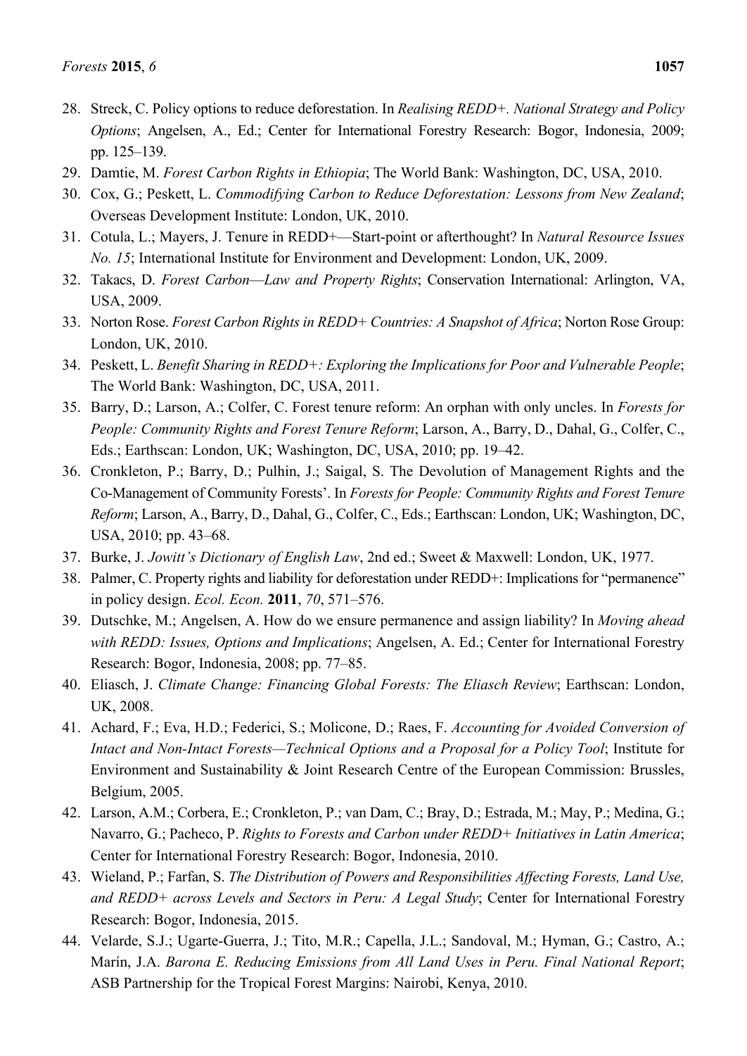28. Streck, C. Policy options to reduce deforestation. In *Realising REDD+. National Strategy and Policy Options*; Angelsen, A., Ed.; Center for International Forestry Research: Bogor, Indonesia, 2009; pp. 125–139.
29. Damtie, M. *Forest Carbon Rights in Ethiopia*; The World Bank: Washington, DC, USA, 2010.
30. Cox, G.; Peskett, L. *Commodifying Carbon to Reduce Deforestation: Lessons from New Zealand*; Overseas Development Institute: London, UK, 2010.
31. Cotula, L.; Mayers, J. Tenure in REDD+—Start-point or afterthought? In *Natural Resource Issues No. 15*; International Institute for Environment and Development: London, UK, 2009.
32. Takacs, D. *Forest Carbon—Law and Property Rights*; Conservation International: Arlington, VA, USA, 2009.
33. Norton Rose. *Forest Carbon Rights in REDD+ Countries: A Snapshot of Africa*; Norton Rose Group: London, UK, 2010.
34. Peskett, L. *Benefit Sharing in REDD+: Exploring the Implications for Poor and Vulnerable People*; The World Bank: Washington, DC, USA, 2011.
35. Barry, D.; Larson, A.; Colfer, C. Forest tenure reform: An orphan with only uncles. In *Forests for People: Community Rights and Forest Tenure Reform*; Larson, A., Barry, D., Dahal, G., Colfer, C., Eds.; Earthscan: London, UK; Washington, DC, USA, 2010; pp. 19–42.
36. Cronkleton, P.; Barry, D.; Pulhin, J.; Saigal, S. The Devolution of Management Rights and the Co-Management of Community Forests'. In *Forests for People: Community Rights and Forest Tenure Reform*; Larson, A., Barry, D., Dahal, G., Colfer, C., Eds.; Earthscan: London, UK; Washington, DC, USA, 2010; pp. 43–68.
37. Burke, J. *Jowitt's Dictionary of English Law*, 2nd ed.; Sweet & Maxwell: London, UK, 1977.
38. Palmer, C. Property rights and liability for deforestation under REDD+: Implications for "permanence" in policy design. *Ecol. Econ.* **2011**, *70*, 571–576.
39. Dutschke, M.; Angelsen, A. How do we ensure permanence and assign liability? In *Moving ahead with REDD: Issues, Options and Implications*; Angelsen, A. Ed.; Center for International Forestry Research: Bogor, Indonesia, 2008; pp. 77–85.
40. Eliasch, J. *Climate Change: Financing Global Forests: The Eliasch Review*; Earthscan: London, UK, 2008.
41. Achard, F.; Eva, H.D.; Federici, S.; Molicone, D.; Raes, F. *Accounting for Avoided Conversion of Intact and Non-Intact Forests—Technical Options and a Proposal for a Policy Tool*; Institute for Environment and Sustainability & Joint Research Centre of the European Commission: Brussels, Belgium, 2005.
42. Larson, A.M.; Corbera, E.; Cronkleton, P.; van Dam, C.; Bray, D.; Estrada, M.; May, P.; Medina, G.; Navarro, G.; Pacheco, P. *Rights to Forests and Carbon under REDD+ Initiatives in Latin America*; Center for International Forestry Research: Bogor, Indonesia, 2010.
43. Wieland, P.; Farfan, S. *The Distribution of Powers and Responsibilities Affecting Forests, Land Use, and REDD+ across Levels and Sectors in Peru: A Legal Study*; Center for International Forestry Research: Bogor, Indonesia, 2015.
44. Velarde, S.J.; Ugarte-Guerra, J.; Tito, M.R.; Capella, J.L.; Sandoval, M.; Hyman, G.; Castro, A.; Marín, J.A. *Barona E. Reducing Emissions from All Land Uses in Peru. Final National Report*; ASB Partnership for the Tropical Forest Margins: Nairobi, Kenya, 2010.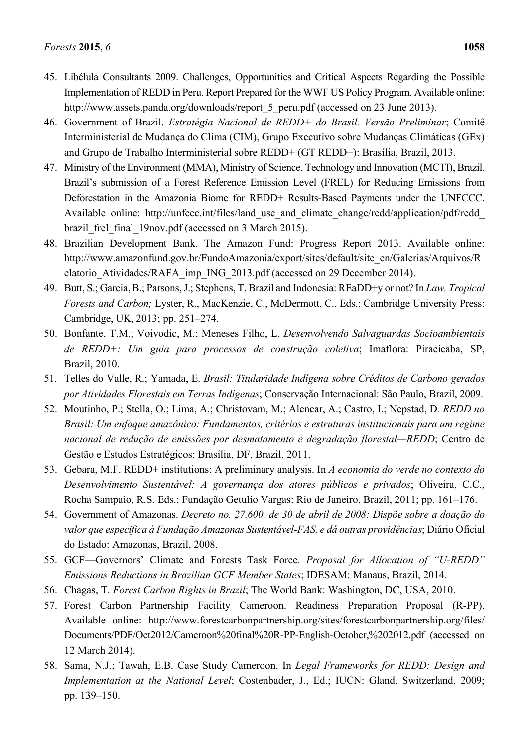45. Libélula Consultants 2009. Challenges, Opportunities and Critical Aspects Regarding the Possible Implementation of REDD in Peru. Report Prepared for the WWF US Policy Program. Available online: http://www.assets.panda.org/downloads/report_5_peru.pdf (accessed on 23 June 2013).
46. Government of Brazil. *Estratégia Nacional de REDD+ do Brasil. Versão Preliminar*; Comitê Interministerial de Mudança do Clima (CIM), Grupo Executivo sobre Mudanças Climáticas (GEx) and Grupo de Trabalho Interministerial sobre REDD+ (GT REDD+): Brasília, Brazil, 2013.
47. Ministry of the Environment (MMA), Ministry of Science, Technology and Innovation (MCTI), Brazil. Brazil's submission of a Forest Reference Emission Level (FREL) for Reducing Emissions from Deforestation in the Amazonia Biome for REDD+ Results-Based Payments under the UNFCCC. Available online: http://unfccc.int/files/land_use_and_climate_change/redd/application/pdf/redd_brazil_frel_final_19nov.pdf (accessed on 3 March 2015).
48. Brazilian Development Bank. The Amazon Fund: Progress Report 2013. Available online: http://www.amazonfund.gov.br/FundoAmazonia/export/sites/default/site_en/Galerias/Arquivos/Relatorio_Atividades/RAFA_imp_ING_2013.pdf (accessed on 29 December 2014).
49. Butt, S.; Garcia, B.; Parsons, J.; Stephens, T. Brazil and Indonesia: REaDD+y or not? In *Law, Tropical Forests and Carbon;* Lyster, R., MacKenzie, C., McDermott, C., Eds.; Cambridge University Press: Cambridge, UK, 2013; pp. 251–274.
50. Bonfante, T.M.; Voivodic, M.; Meneses Filho, L. *Desenvolvendo Salvaguardas Socioambientais de REDD+: Um guia para processos de construção coletiva*; Imaflora: Piracicaba, SP, Brazil, 2010.
51. Telles do Valle, R.; Yamada, E. *Brasil: Titularidade Indígena sobre Créditos de Carbono gerados por Atividades Florestais em Terras Indígenas*; Conservação Internacional: São Paulo, Brazil, 2009.
52. Moutinho, P.; Stella, O.; Lima, A.; Christovam, M.; Alencar, A.; Castro, I.; Nepstad, D. *REDD no Brasil: Um enfoque amazônico: Fundamentos, critérios e estruturas institucionais para um regime nacional de redução de emissões por desmatamento e degradação florestal—REDD*; Centro de Gestão e Estudos Estratégicos: Brasília, DF, Brazil, 2011.
53. Gebara, M.F. REDD+ institutions: A preliminary analysis. In *A economia do verde no contexto do Desenvolvimento Sustentável: A governança dos atores públicos e privados*; Oliveira, C.C., Rocha Sampaio, R.S. Eds.; Fundação Getulio Vargas: Rio de Janeiro, Brazil, 2011; pp. 161–176.
54. Government of Amazonas. *Decreto no. 27.600, de 30 de abril de 2008: Dispõe sobre a doação do valor que especifica à Fundação Amazonas Sustentável-FAS, e dá outras providências*; Diário Oficial do Estado: Amazonas, Brazil, 2008.
55. GCF—Governors' Climate and Forests Task Force. *Proposal for Allocation of "U-REDD" Emissions Reductions in Brazilian GCF Member States*; IDESAM: Manaus, Brazil, 2014.
56. Chagas, T. *Forest Carbon Rights in Brazil*; The World Bank: Washington, DC, USA, 2010.
57. Forest Carbon Partnership Facility Cameroon. Readiness Preparation Proposal (R-PP). Available online: http://www.forestcarbonpartnership.org/sites/forestcarbonpartnership.org/files/Documents/PDF/Oct2012/Cameroon%20final%20R-PP-English-October,%202012.pdf (accessed on 12 March 2014).
58. Sama, N.J.; Tawah, E.B. Case Study Cameroon. In *Legal Frameworks for REDD: Design and Implementation at the National Level*; Costenbader, J., Ed.; IUCN: Gland, Switzerland, 2009; pp. 139–150.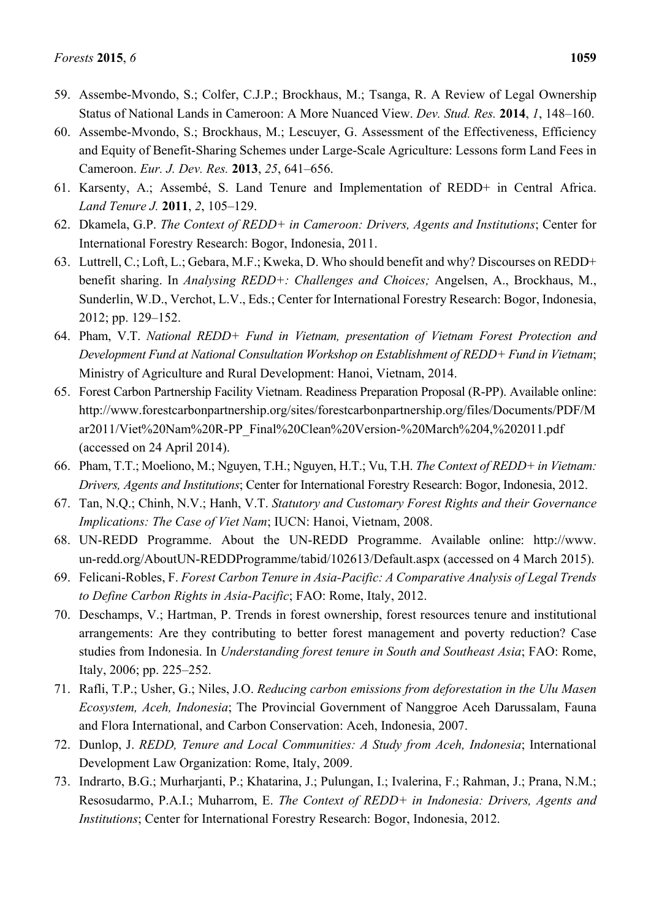59. Assembe-Mvondo, S.; Colfer, C.J.P.; Brockhaus, M.; Tsanga, R. A Review of Legal Ownership Status of National Lands in Cameroon: A More Nuanced View. *Dev. Stud. Res.* **2014**, *1*, 148–160.
60. Assembe-Mvondo, S.; Brockhaus, M.; Lescuyer, G. Assessment of the Effectiveness, Efficiency and Equity of Benefit-Sharing Schemes under Large-Scale Agriculture: Lessons form Land Fees in Cameroon. *Eur. J. Dev. Res.* **2013**, *25*, 641–656.
61. Karsenty, A.; Assembé, S. Land Tenure and Implementation of REDD+ in Central Africa. *Land Tenure J.* **2011**, *2*, 105–129.
62. Dkamela, G.P. *The Context of REDD+ in Cameroon: Drivers, Agents and Institutions*; Center for International Forestry Research: Bogor, Indonesia, 2011.
63. Luttrell, C.; Loft, L.; Gebara, M.F.; Kweka, D. Who should benefit and why? Discourses on REDD+ benefit sharing. In *Analysing REDD+: Challenges and Choices;* Angelsen, A., Brockhaus, M., Sunderlin, W.D., Verchot, L.V., Eds.; Center for International Forestry Research: Bogor, Indonesia, 2012; pp. 129–152.
64. Pham, V.T. *National REDD+ Fund in Vietnam, presentation of Vietnam Forest Protection and Development Fund at National Consultation Workshop on Establishment of REDD+ Fund in Vietnam*; Ministry of Agriculture and Rural Development: Hanoi, Vietnam, 2014.
65. Forest Carbon Partnership Facility Vietnam. Readiness Preparation Proposal (R-PP). Available online: http://www.forestcarbonpartnership.org/sites/forestcarbonpartnership.org/files/Documents/PDF/Mar2011/Viet%20Nam%20R-PP_Final%20Clean%20Version-%20March%204,%202011.pdf (accessed on 24 April 2014).
66. Pham, T.T.; Moeliono, M.; Nguyen, T.H.; Nguyen, H.T.; Vu, T.H. *The Context of REDD+ in Vietnam: Drivers, Agents and Institutions*; Center for International Forestry Research: Bogor, Indonesia, 2012.
67. Tan, N.Q.; Chinh, N.V.; Hanh, V.T. *Statutory and Customary Forest Rights and their Governance Implications: The Case of Viet Nam*; IUCN: Hanoi, Vietnam, 2008.
68. UN-REDD Programme. About the UN-REDD Programme. Available online: http://www.un-redd.org/AboutUN-REDDProgramme/tabid/102613/Default.aspx (accessed on 4 March 2015).
69. Felicani-Robles, F. *Forest Carbon Tenure in Asia-Pacific: A Comparative Analysis of Legal Trends to Define Carbon Rights in Asia-Pacific*; FAO: Rome, Italy, 2012.
70. Deschamps, V.; Hartman, P. Trends in forest ownership, forest resources tenure and institutional arrangements: Are they contributing to better forest management and poverty reduction? Case studies from Indonesia. In *Understanding forest tenure in South and Southeast Asia*; FAO: Rome, Italy, 2006; pp. 225–252.
71. Rafli, T.P.; Usher, G.; Niles, J.O. *Reducing carbon emissions from deforestation in the Ulu Masen Ecosystem, Aceh, Indonesia*; The Provincial Government of Nanggroe Aceh Darussalam, Fauna and Flora International, and Carbon Conservation: Aceh, Indonesia, 2007.
72. Dunlop, J. *REDD, Tenure and Local Communities: A Study from Aceh, Indonesia*; International Development Law Organization: Rome, Italy, 2009.
73. Indrarto, B.G.; Murharjanti, P.; Khatarina, J.; Pulungan, I.; Ivalerina, F.; Rahman, J.; Prana, N.M.; Resosudarmo, P.A.I.; Muharrom, E. *The Context of REDD+ in Indonesia: Drivers, Agents and Institutions*; Center for International Forestry Research: Bogor, Indonesia, 2012.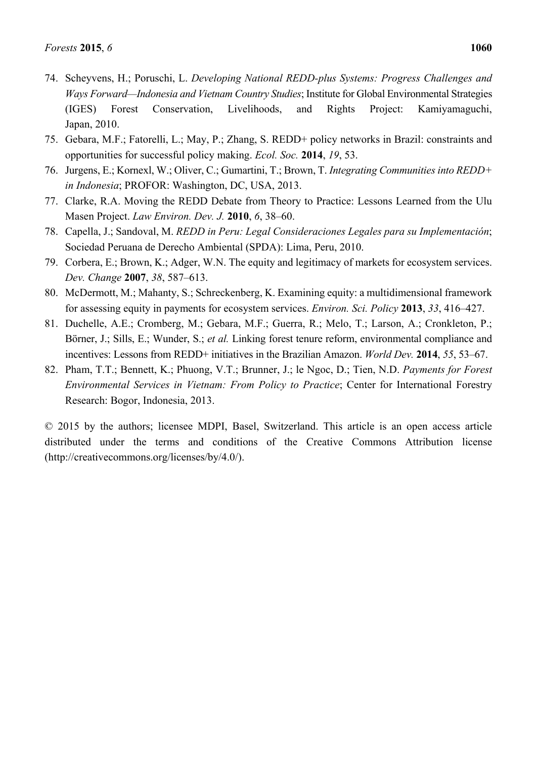74. Scheyvens, H.; Poruschi, L. *Developing National REDD-plus Systems: Progress Challenges and Ways Forward—Indonesia and Vietnam Country Studies*; Institute for Global Environmental Strategies (IGES) Forest Conservation, Livelihoods, and Rights Project: Kamiyamaguchi, Japan, 2010.
75. Gebara, M.F.; Fatorelli, L.; May, P.; Zhang, S. REDD+ policy networks in Brazil: constraints and opportunities for successful policy making. *Ecol. Soc.* **2014**, *19*, 53.
76. Jurgens, E.; Kornexl, W.; Oliver, C.; Gumartini, T.; Brown, T. *Integrating Communities into REDD+ in Indonesia*; PROFOR: Washington, DC, USA, 2013.
77. Clarke, R.A. Moving the REDD Debate from Theory to Practice: Lessons Learned from the Ulu Masen Project. *Law Environ. Dev. J.* **2010**, *6*, 38–60.
78. Capella, J.; Sandoval, M. *REDD in Peru: Legal Consideraciones Legales para su Implementación*; Sociedad Peruana de Derecho Ambiental (SPDA): Lima, Peru, 2010.
79. Corbera, E.; Brown, K.; Adger, W.N. The equity and legitimacy of markets for ecosystem services. *Dev. Change* **2007**, *38*, 587–613.
80. McDermott, M.; Mahanty, S.; Schreckenberg, K. Examining equity: a multidimensional framework for assessing equity in payments for ecosystem services. *Environ. Sci. Policy* **2013**, *33*, 416–427.
81. Duchelle, A.E.; Cromberg, M.; Gebara, M.F.; Guerra, R.; Melo, T.; Larson, A.; Cronkleton, P.; Börner, J.; Sills, E.; Wunder, S.; *et al.* Linking forest tenure reform, environmental compliance and incentives: Lessons from REDD+ initiatives in the Brazilian Amazon. *World Dev.* **2014**, *55*, 53–67.
82. Pham, T.T.; Bennett, K.; Phuong, V.T.; Brunner, J.; le Ngoc, D.; Tien, N.D. *Payments for Forest Environmental Services in Vietnam: From Policy to Practice*; Center for International Forestry Research: Bogor, Indonesia, 2013.

© 2015 by the authors; licensee MDPI, Basel, Switzerland. This article is an open access article distributed under the terms and conditions of the Creative Commons Attribution license (http://creativecommons.org/licenses/by/4.0/).